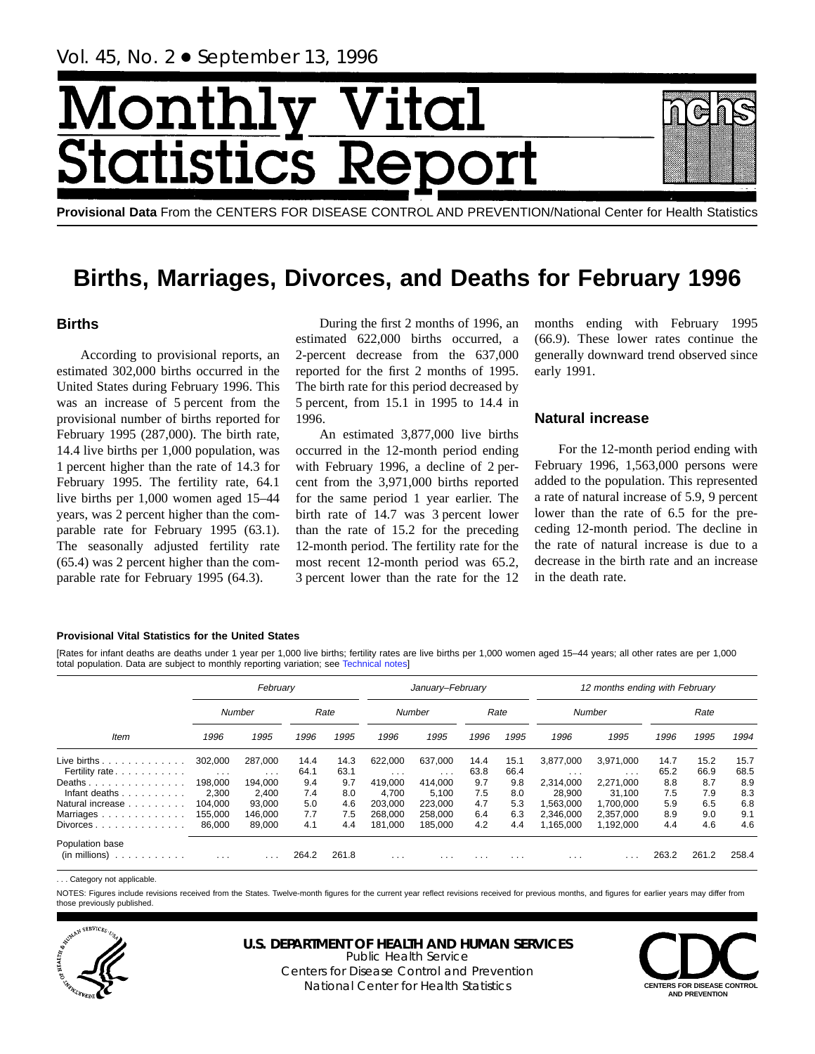# Monthly Vital Statistics Report

**Provisional Data** From the CENTERS FOR DISEASE CONTROL AND PREVENTION/National Center for Health Statistics

# Births, Marriages, Divorces, and Deaths for February 1996

## Births

According to provisional reports, an estimated 302,000 births occurred in the United States during February 1996. This was an increase of 5 percent from the provisional number of births reported for February 1995 (287,000). The birth rate, 14.4 live births per 1,000 population, was 1 percent higher than the rate of 14.3 for February 1995. The fertility rate, 64.1 live births per 1,000 women aged 15–44 years, was 2 percent higher than the comparable rate for February 1995 (63.1). The seasonally adjusted fertility rate (65.4) was 2 percent higher than the comparable rate for February 1995 (64.3).

During the first 2 months of 1996, an estimated 622,000 births occurred, a 2-percent decrease from the 637,000 reported for the first 2 months of 1995. The birth rate for this period decreased by 5 percent, from 15.1 in 1995 to 14.4 in 1996.

An estimated 3,877,000 live births occurred in the 12-month period ending with February 1996, a decline of 2 percent from the 3,971,000 births reported for the same period 1 year earlier. The birth rate of 14.7 was 3 percent lower than the rate of 15.2 for the preceding 12-month period. The fertility rate for the most recent 12-month period was 65.2, 3 percent lower than the rate for the 12 months ending with February 1995 (66.9). These lower rates continue the generally downward trend observed since early 1991.

## Natural increase

For the 12-month period ending with February 1996, 1,563,000 persons were added to the population. This represented a rate of natural increase of 5.9, 9 percent lower than the rate of 6.5 for the preceding 12-month period. The decline in the rate of natural increase is due to a decrease in the birth rate and an increase in the death rate.

**Provisional Vital Statistics for the United States**

[Rates for infant deaths are deaths under 1 year per 1,000 live births; fertility rates are live births per 1,000 women aged 15–44 years; all other rates are per 1,000 total population. Data are subject to monthly reporting variation; see Technical notes]

| Item | February | | | | January–February | | | | 12 months ending with February | | | | |
|---|---|---|---|---|---|---|---|---|---|---|---|---|---|
| | Number | | Rate | | Number | | Rate | | Number | | Rate | | |
| | 1996 | 1995 | 1996 | 1995 | 1996 | 1995 | 1996 | 1995 | 1996 | 1995 | 1996 | 1995 | 1994 |
| Live births | 302,000 | 287,000 | 14.4 | 14.3 | 622,000 | 637,000 | 14.4 | 15.1 | 3,877,000 | 3,971,000 | 14.7 | 15.2 | 15.7 |
| Fertility rate | . . . | . . . | 64.1 | 63.1 | . . . | . . . | 63.8 | 66.4 | . . . | . . . | 65.2 | 66.9 | 68.5 |
| Deaths | 198,000 | 194,000 | 9.4 | 9.7 | 419,000 | 414,000 | 9.7 | 9.8 | 2,314,000 | 2,271,000 | 8.8 | 8.7 | 8.9 |
| Infant deaths | 2,300 | 2,400 | 7.4 | 8.0 | 4,700 | 5,100 | 7.5 | 8.0 | 28,900 | 31,100 | 7.5 | 7.9 | 8.3 |
| Natural increase | 104,000 | 93,000 | 5.0 | 4.6 | 203,000 | 223,000 | 4.7 | 5.3 | 1,563,000 | 1,700,000 | 5.9 | 6.5 | 6.8 |
| Marriages | 155,000 | 146,000 | 7.7 | 7.5 | 268,000 | 258,000 | 6.4 | 6.3 | 2,346,000 | 2,357,000 | 8.9 | 9.0 | 9.1 |
| Divorces | 86,000 | 89,000 | 4.1 | 4.4 | 181,000 | 185,000 | 4.2 | 4.4 | 1,165,000 | 1,192,000 | 4.4 | 4.6 | 4.6 |
| Population base (in millions) | . . . | . . . | 264.2 | 261.8 | . . . | . . . | . . . | . . . | . . . | . . . | 263.2 | 261.2 | 258.4 |

. . . Category not applicable.

NOTES: Figures include revisions received from the States. Twelve-month figures for the current year reflect revisions received for previous months, and figures for earlier years may differ from those previously published.

**U.S. DEPARTMENT OF HEALTH AND HUMAN SERVICES**
Public Health Service
Centers for Disease Control and Prevention
National Center for Health Statistics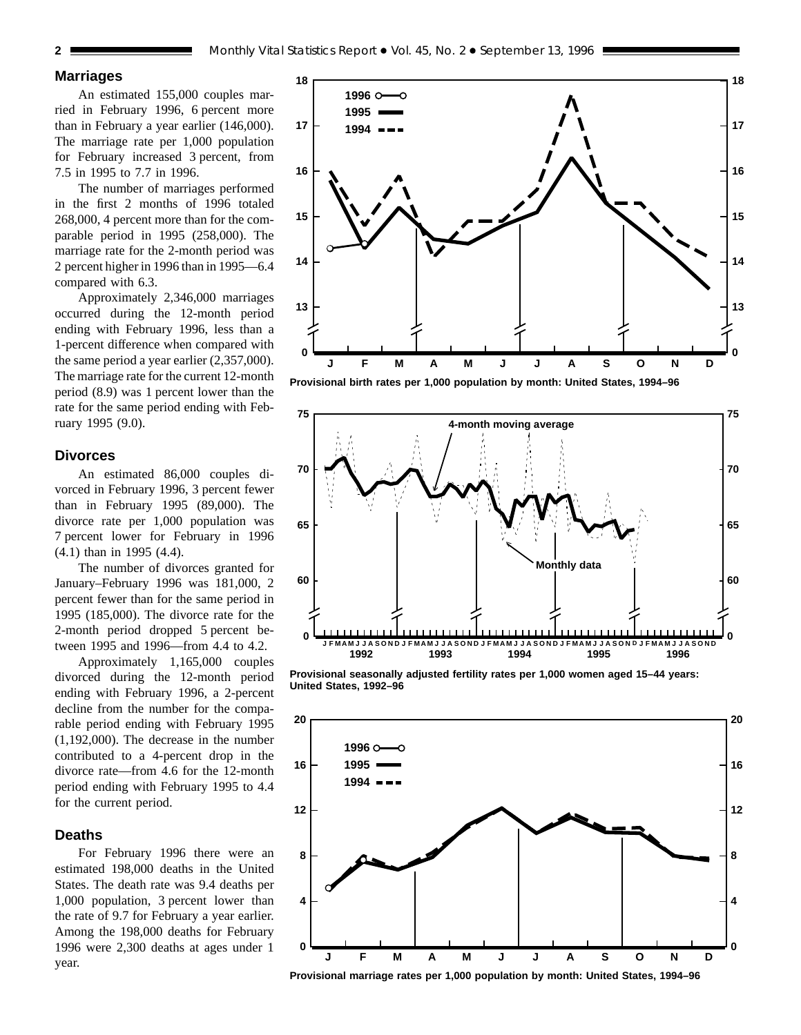## Marriages

An estimated 155,000 couples married in February 1996, 6 percent more than in February a year earlier (146,000). The marriage rate per 1,000 population for February increased 3 percent, from 7.5 in 1995 to 7.7 in 1996.

The number of marriages performed in the first 2 months of 1996 totaled 268,000, 4 percent more than for the comparable period in 1995 (258,000). The marriage rate for the 2-month period was 2 percent higher in 1996 than in 1995—6.4 compared with 6.3.

Approximately 2,346,000 marriages occurred during the 12-month period ending with February 1996, less than a 1-percent difference when compared with the same period a year earlier (2,357,000). The marriage rate for the current 12-month period (8.9) was 1 percent lower than the rate for the same period ending with February 1995 (9.0).

## Divorces

An estimated 86,000 couples divorced in February 1996, 3 percent fewer than in February 1995 (89,000). The divorce rate per 1,000 population was 7 percent lower for February in 1996 (4.1) than in 1995 (4.4).

The number of divorces granted for January–February 1996 was 181,000, 2 percent fewer than for the same period in 1995 (185,000). The divorce rate for the 2-month period dropped 5 percent between 1995 and 1996—from 4.4 to 4.2.

Approximately 1,165,000 couples divorced during the 12-month period ending with February 1996, a 2-percent decline from the number for the comparable period ending with February 1995 (1,192,000). The decrease in the number contributed to a 4-percent drop in the divorce rate—from 4.6 for the 12-month period ending with February 1995 to 4.4 for the current period.

## Deaths

For February 1996 there were an estimated 198,000 deaths in the United States. The death rate was 9.4 deaths per 1,000 population, 3 percent lower than the rate of 9.7 for February a year earlier. Among the 198,000 deaths for February 1996 were 2,300 deaths at ages under 1 year.

**Provisional birth rates per 1,000 population by month: United States, 1994–96**

**Provisional seasonally adjusted fertility rates per 1,000 women aged 15–44 years: United States, 1992–96**

**Provisional marriage rates per 1,000 population by month: United States, 1994–96**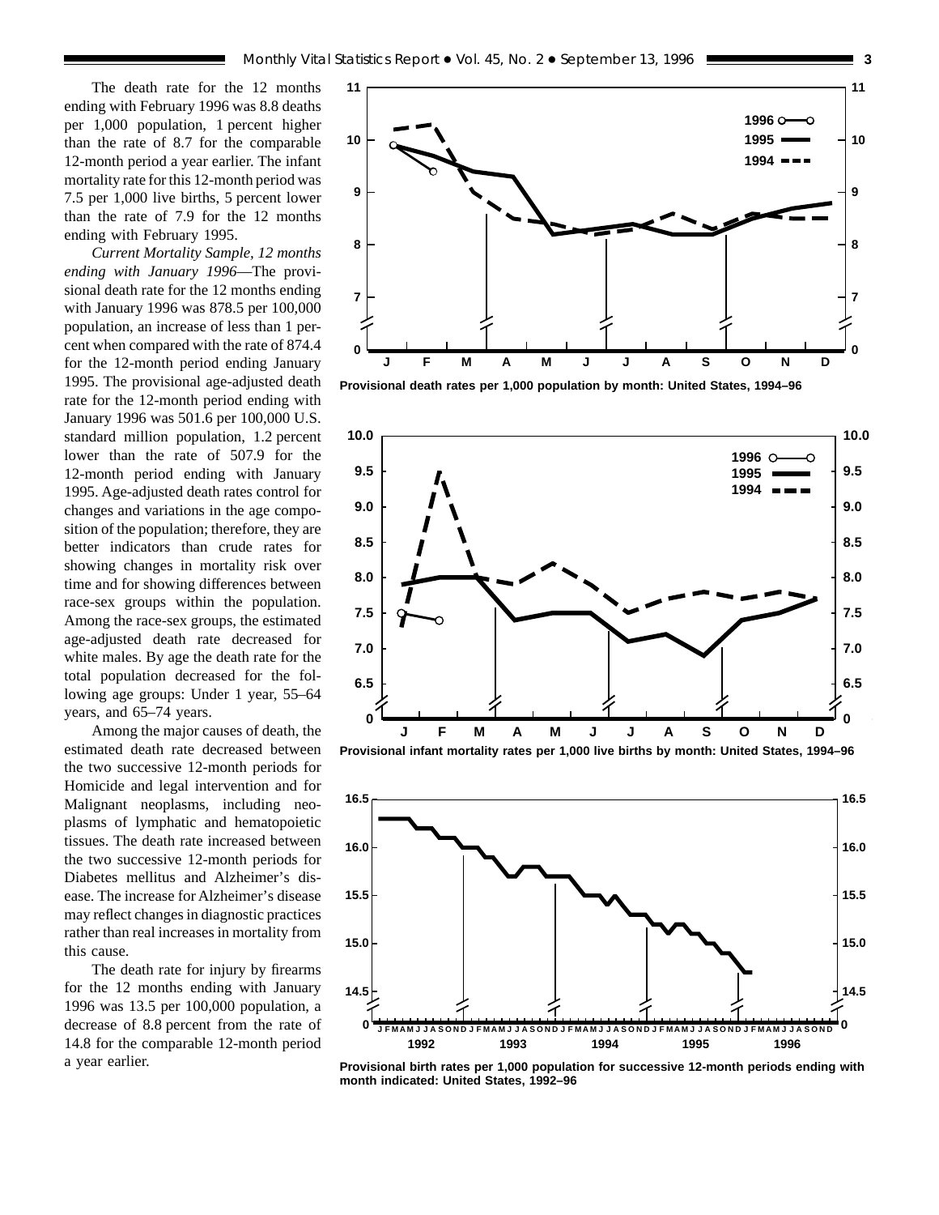The death rate for the 12 months ending with February 1996 was 8.8 deaths per 1,000 population, 1 percent higher than the rate of 8.7 for the comparable 12-month period a year earlier. The infant mortality rate for this 12-month period was 7.5 per 1,000 live births, 5 percent lower than the rate of 7.9 for the 12 months ending with February 1995.

*Current Mortality Sample, 12 months ending with January 1996*—The provisional death rate for the 12 months ending with January 1996 was 878.5 per 100,000 population, an increase of less than 1 percent when compared with the rate of 874.4 for the 12-month period ending January 1995. The provisional age-adjusted death rate for the 12-month period ending with January 1996 was 501.6 per 100,000 U.S. standard million population, 1.2 percent lower than the rate of 507.9 for the 12-month period ending with January 1995. Age-adjusted death rates control for changes and variations in the age composition of the population; therefore, they are better indicators than crude rates for showing changes in mortality risk over time and for showing differences between race-sex groups within the population. Among the race-sex groups, the estimated age-adjusted death rate decreased for white males. By age the death rate for the total population decreased for the following age groups: Under 1 year, 55–64 years, and 65–74 years.

Among the major causes of death, the estimated death rate decreased between the two successive 12-month periods for Homicide and legal intervention and for Malignant neoplasms, including neoplasms of lymphatic and hematopoietic tissues. The death rate increased between the two successive 12-month periods for Diabetes mellitus and Alzheimer's disease. The increase for Alzheimer's disease may reflect changes in diagnostic practices rather than real increases in mortality from this cause.

The death rate for injury by firearms for the 12 months ending with January 1996 was 13.5 per 100,000 population, a decrease of 8.8 percent from the rate of 14.8 for the comparable 12-month period a year earlier.

**Provisional death rates per 1,000 population by month: United States, 1994–96**

**Provisional infant mortality rates per 1,000 live births by month: United States, 1994–96**

**Provisional birth rates per 1,000 population for successive 12-month periods ending with month indicated: United States, 1992–96**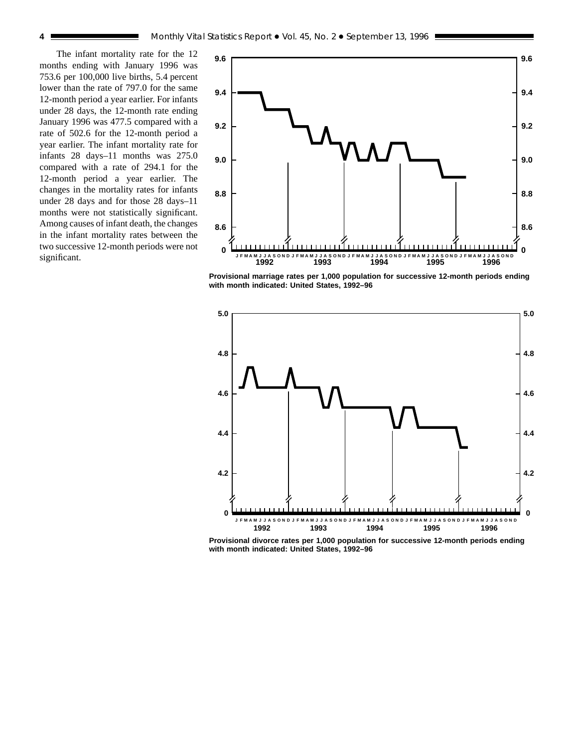The infant mortality rate for the 12 months ending with January 1996 was 753.6 per 100,000 live births, 5.4 percent lower than the rate of 797.0 for the same 12-month period a year earlier. For infants under 28 days, the 12-month rate ending January 1996 was 477.5 compared with a rate of 502.6 for the 12-month period a year earlier. The infant mortality rate for infants 28 days–11 months was 275.0 compared with a rate of 294.1 for the 12-month period a year earlier. The changes in the mortality rates for infants under 28 days and for those 28 days–11 months were not statistically significant. Among causes of infant death, the changes in the infant mortality rates between the two successive 12-month periods were not significant.

**Provisional marriage rates per 1,000 population for successive 12-month periods ending with month indicated: United States, 1992–96**

**Provisional divorce rates per 1,000 population for successive 12-month periods ending with month indicated: United States, 1992–96**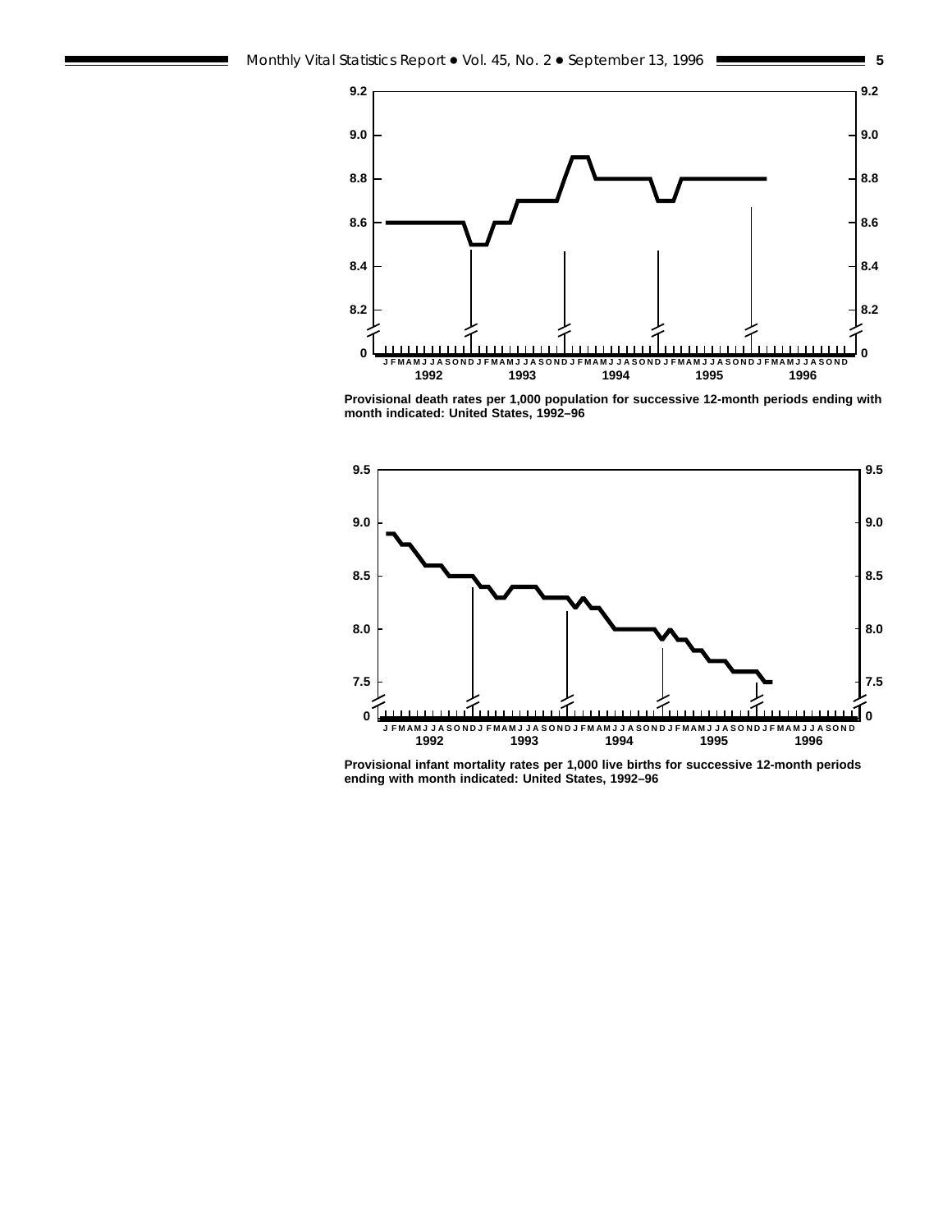Provisional death rates per 1,000 population for successive 12-month periods ending with month indicated: United States, 1992–96

Provisional infant mortality rates per 1,000 live births for successive 12-month periods ending with month indicated: United States, 1992–96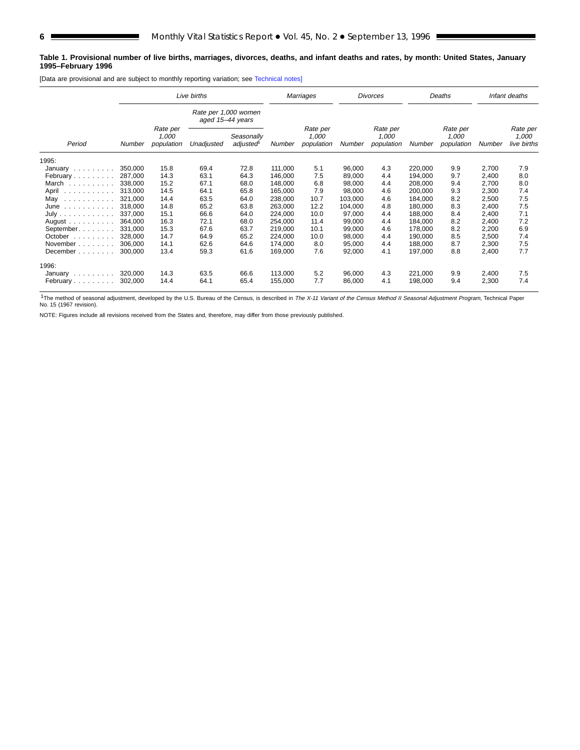**Table 1. Provisional number of live births, marriages, divorces, deaths, and infant deaths and rates, by month: United States, January 1995–February 1996**

[Data are provisional and are subject to monthly reporting variation; see Technical notes]

| Period | *Live births* | | | | *Marriages* | | *Divorces* | | *Deaths* | | *Infant deaths* | |
|---|---|---|---|---|---|---|---|---|---|---|---|---|
| | | | *Rate per 1,000 women aged 15–44 years* | | | | | | | | | |
| | *Number* | *Rate per 1,000 population* | *Unadjusted* | *Seasonally adjusted*[1] | *Number* | *Rate per 1,000 population* | *Number* | *Rate per 1,000 population* | *Number* | *Rate per 1,000 population* | *Number* | *Rate per 1,000 live births* |
| 1995: | | | | | | | | | | | | |
| January | 350,000 | 15.8 | 69.4 | 72.8 | 111,000 | 5.1 | 96,000 | 4.3 | 220,000 | 9.9 | 2,700 | 7.9 |
| February | 287,000 | 14.3 | 63.1 | 64.3 | 146,000 | 7.5 | 89,000 | 4.4 | 194,000 | 9.7 | 2,400 | 8.0 |
| March | 338,000 | 15.2 | 67.1 | 68.0 | 148,000 | 6.8 | 98,000 | 4.4 | 208,000 | 9.4 | 2,700 | 8.0 |
| April | 313,000 | 14.5 | 64.1 | 65.8 | 165,000 | 7.9 | 98,000 | 4.6 | 200,000 | 9.3 | 2,300 | 7.4 |
| May | 321,000 | 14.4 | 63.5 | 64.0 | 238,000 | 10.7 | 103,000 | 4.6 | 184,000 | 8.2 | 2,500 | 7.5 |
| June | 318,000 | 14.8 | 65.2 | 63.8 | 263,000 | 12.2 | 104,000 | 4.8 | 180,000 | 8.3 | 2,400 | 7.5 |
| July | 337,000 | 15.1 | 66.6 | 64.0 | 224,000 | 10.0 | 97,000 | 4.4 | 188,000 | 8.4 | 2,400 | 7.1 |
| August | 364,000 | 16.3 | 72.1 | 68.0 | 254,000 | 11.4 | 99,000 | 4.4 | 184,000 | 8.2 | 2,400 | 7.2 |
| September | 331,000 | 15.3 | 67.6 | 63.7 | 219,000 | 10.1 | 99,000 | 4.6 | 178,000 | 8.2 | 2,200 | 6.9 |
| October | 328,000 | 14.7 | 64.9 | 65.2 | 224,000 | 10.0 | 98,000 | 4.4 | 190,000 | 8.5 | 2,500 | 7.4 |
| November | 306,000 | 14.1 | 62.6 | 64.6 | 174,000 | 8.0 | 95,000 | 4.4 | 188,000 | 8.7 | 2,300 | 7.5 |
| December | 300,000 | 13.4 | 59.3 | 61.6 | 169,000 | 7.6 | 92,000 | 4.1 | 197,000 | 8.8 | 2,400 | 7.7 |
| 1996: | | | | | | | | | | | | |
| January | 320,000 | 14.3 | 63.5 | 66.6 | 113,000 | 5.2 | 96,000 | 4.3 | 221,000 | 9.9 | 2,400 | 7.5 |
| February | 302,000 | 14.4 | 64.1 | 65.4 | 155,000 | 7.7 | 86,000 | 4.1 | 198,000 | 9.4 | 2,300 | 7.4 |

[1]The method of seasonal adjustment, developed by the U.S. Bureau of the Census, is described in *The X-11 Variant of the Census Method II Seasonal Adjustment Program,* Technical Paper No. 15 (1967 revision).

NOTE: Figures include all revisions received from the States and, therefore, may differ from those previously published.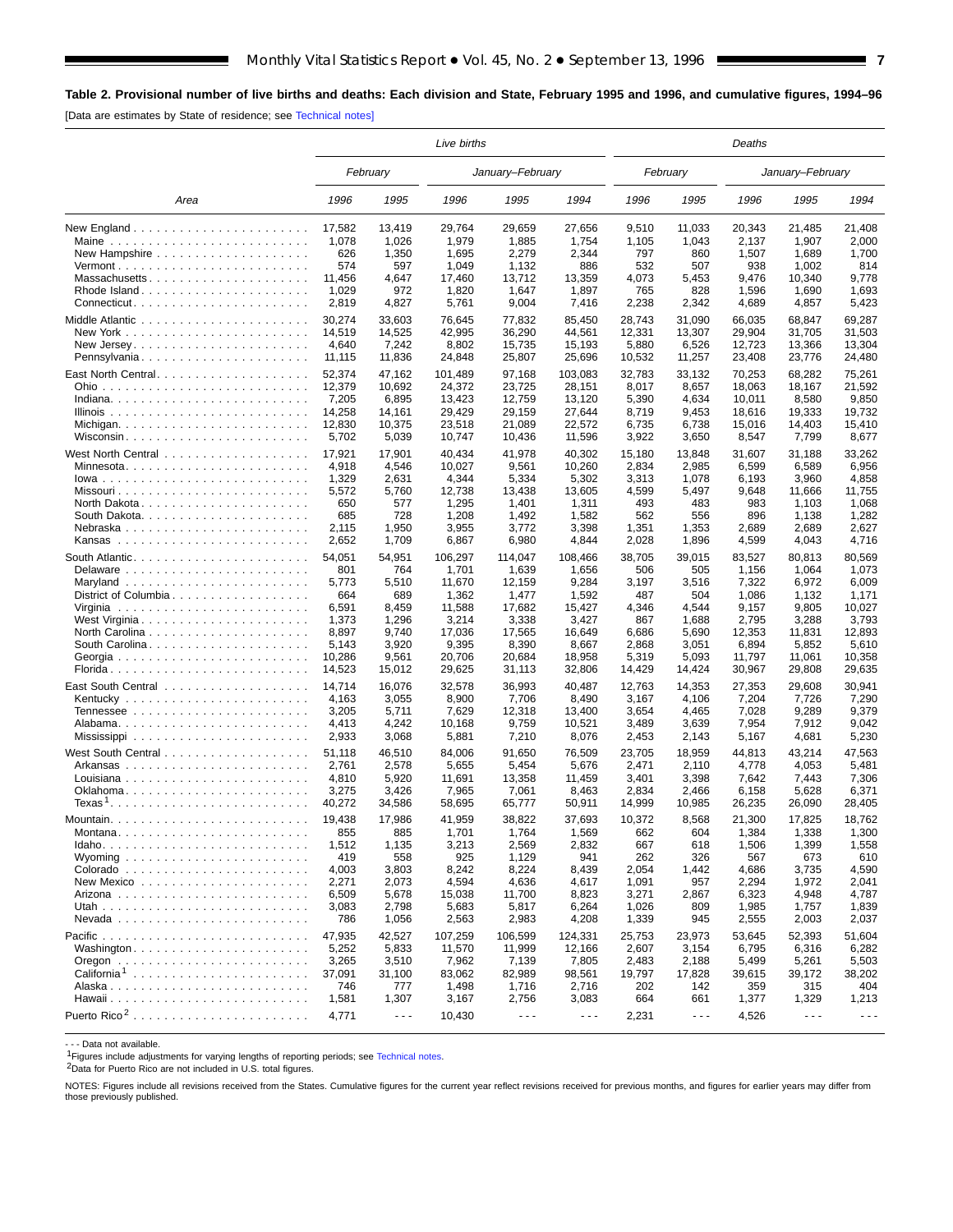**Table 2. Provisional number of live births and deaths: Each division and State, February 1995 and 1996, and cumulative figures, 1994–96**

[Data are estimates by State of residence; see Technical notes]

| Area | Live births | | | | | Deaths | | | | |
|---|---|---|---|---|---|---|---|---|---|---|
| | February | | January–February | | | February | | January–February | | |
| | 1996 | 1995 | 1996 | 1995 | 1994 | 1996 | 1995 | 1996 | 1995 | 1994 |
| New England | 17,582 | 13,419 | 29,764 | 29,659 | 27,656 | 9,510 | 11,033 | 20,343 | 21,485 | 21,408 |
| Maine | 1,078 | 1,026 | 1,979 | 1,885 | 1,754 | 1,105 | 1,043 | 2,137 | 1,907 | 2,000 |
| New Hampshire | 626 | 1,350 | 1,695 | 2,279 | 2,344 | 797 | 860 | 1,507 | 1,689 | 1,700 |
| Vermont | 574 | 597 | 1,049 | 1,132 | 886 | 532 | 507 | 938 | 1,002 | 814 |
| Massachusetts | 11,456 | 4,647 | 17,460 | 13,712 | 13,359 | 4,073 | 5,453 | 9,476 | 10,340 | 9,778 |
| Rhode Island | 1,029 | 972 | 1,820 | 1,647 | 1,897 | 765 | 828 | 1,596 | 1,690 | 1,693 |
| Connecticut | 2,819 | 4,827 | 5,761 | 9,004 | 7,416 | 2,238 | 2,342 | 4,689 | 4,857 | 5,423 |
| Middle Atlantic | 30,274 | 33,603 | 76,645 | 77,832 | 85,450 | 28,743 | 31,090 | 66,035 | 68,847 | 69,287 |
| New York | 14,519 | 14,525 | 42,995 | 36,290 | 44,561 | 12,331 | 13,307 | 29,904 | 31,705 | 31,503 |
| New Jersey | 4,640 | 7,242 | 8,802 | 15,735 | 15,193 | 5,880 | 6,526 | 12,723 | 13,366 | 13,304 |
| Pennsylvania | 11,115 | 11,836 | 24,848 | 25,807 | 25,696 | 10,532 | 11,257 | 23,408 | 23,776 | 24,480 |
| East North Central | 52,374 | 47,162 | 101,489 | 97,168 | 103,083 | 32,783 | 33,132 | 70,253 | 68,282 | 75,261 |
| Ohio | 12,379 | 10,692 | 24,372 | 23,725 | 28,151 | 8,017 | 8,657 | 18,063 | 18,167 | 21,592 |
| Indiana | 7,205 | 6,895 | 13,423 | 12,759 | 13,120 | 5,390 | 4,634 | 10,011 | 8,580 | 9,850 |
| Illinois | 14,258 | 14,161 | 29,429 | 29,159 | 27,644 | 8,719 | 9,453 | 18,616 | 19,333 | 19,732 |
| Michigan | 12,830 | 10,375 | 23,518 | 21,089 | 22,572 | 6,735 | 6,738 | 15,016 | 14,403 | 15,410 |
| Wisconsin | 5,702 | 5,039 | 10,747 | 10,436 | 11,596 | 3,922 | 3,650 | 8,547 | 7,799 | 8,677 |
| West North Central | 17,921 | 17,901 | 40,434 | 41,978 | 40,302 | 15,180 | 13,848 | 31,607 | 31,188 | 33,262 |
| Minnesota | 4,918 | 4,546 | 10,027 | 9,561 | 10,260 | 2,834 | 2,985 | 6,599 | 6,589 | 6,956 |
| Iowa | 1,329 | 2,631 | 4,344 | 5,334 | 5,302 | 3,313 | 1,078 | 6,193 | 3,960 | 4,858 |
| Missouri | 5,572 | 5,760 | 12,738 | 13,438 | 13,605 | 4,599 | 5,497 | 9,648 | 11,666 | 11,755 |
| North Dakota | 650 | 577 | 1,295 | 1,401 | 1,311 | 493 | 483 | 983 | 1,103 | 1,068 |
| South Dakota | 685 | 728 | 1,208 | 1,492 | 1,582 | 562 | 556 | 896 | 1,138 | 1,282 |
| Nebraska | 2,115 | 1,950 | 3,955 | 3,772 | 3,398 | 1,351 | 1,353 | 2,689 | 2,689 | 2,627 |
| Kansas | 2,652 | 1,709 | 6,867 | 6,980 | 4,844 | 2,028 | 1,896 | 4,599 | 4,043 | 4,716 |
| South Atlantic | 54,051 | 54,951 | 106,297 | 114,047 | 108,466 | 38,705 | 39,015 | 83,527 | 80,813 | 80,569 |
| Delaware | 801 | 764 | 1,701 | 1,639 | 1,656 | 506 | 505 | 1,156 | 1,064 | 1,073 |
| Maryland | 5,773 | 5,510 | 11,670 | 12,159 | 9,284 | 3,197 | 3,516 | 7,322 | 6,972 | 6,009 |
| District of Columbia | 664 | 689 | 1,362 | 1,477 | 1,592 | 487 | 504 | 1,086 | 1,132 | 1,171 |
| Virginia | 6,591 | 8,459 | 11,588 | 17,682 | 15,427 | 4,346 | 4,544 | 9,157 | 9,805 | 10,027 |
| West Virginia | 1,373 | 1,296 | 3,214 | 3,338 | 3,427 | 867 | 1,688 | 2,795 | 3,288 | 3,793 |
| North Carolina | 8,897 | 9,740 | 17,036 | 17,565 | 16,649 | 6,686 | 5,690 | 12,353 | 11,831 | 12,893 |
| South Carolina | 5,143 | 3,920 | 9,395 | 8,390 | 8,667 | 2,868 | 3,051 | 6,894 | 5,852 | 5,610 |
| Georgia | 10,286 | 9,561 | 20,706 | 20,684 | 18,958 | 5,319 | 5,093 | 11,797 | 11,061 | 10,358 |
| Florida | 14,523 | 15,012 | 29,625 | 31,113 | 32,806 | 14,429 | 14,424 | 30,967 | 29,808 | 29,635 |
| East South Central | 14,714 | 16,076 | 32,578 | 36,993 | 40,487 | 12,763 | 14,353 | 27,353 | 29,608 | 30,941 |
| Kentucky | 4,163 | 3,055 | 8,900 | 7,706 | 8,490 | 3,167 | 4,106 | 7,204 | 7,726 | 7,290 |
| Tennessee | 3,205 | 5,711 | 7,629 | 12,318 | 13,400 | 3,654 | 4,465 | 7,028 | 9,289 | 9,379 |
| Alabama | 4,413 | 4,242 | 10,168 | 9,759 | 10,521 | 3,489 | 3,639 | 7,954 | 7,912 | 9,042 |
| Mississippi | 2,933 | 3,068 | 5,881 | 7,210 | 8,076 | 2,453 | 2,143 | 5,167 | 4,681 | 5,230 |
| West South Central | 51,118 | 46,510 | 84,006 | 91,650 | 76,509 | 23,705 | 18,959 | 44,813 | 43,214 | 47,563 |
| Arkansas | 2,761 | 2,578 | 5,655 | 5,454 | 5,676 | 2,471 | 2,110 | 4,778 | 4,053 | 5,481 |
| Louisiana | 4,810 | 5,920 | 11,691 | 13,358 | 11,459 | 3,401 | 3,398 | 7,642 | 7,443 | 7,306 |
| Oklahoma | 3,275 | 3,426 | 7,965 | 7,061 | 8,463 | 2,834 | 2,466 | 6,158 | 5,628 | 6,371 |
| Texas[1] | 40,272 | 34,586 | 58,695 | 65,777 | 50,911 | 14,999 | 10,985 | 26,235 | 26,090 | 28,405 |
| Mountain | 19,438 | 17,986 | 41,959 | 38,822 | 37,693 | 10,372 | 8,568 | 21,300 | 17,825 | 18,762 |
| Montana | 855 | 885 | 1,701 | 1,764 | 1,569 | 662 | 604 | 1,384 | 1,338 | 1,300 |
| Idaho | 1,512 | 1,135 | 3,213 | 2,569 | 2,832 | 667 | 618 | 1,506 | 1,399 | 1,558 |
| Wyoming | 419 | 558 | 925 | 1,129 | 941 | 262 | 326 | 567 | 673 | 610 |
| Colorado | 4,003 | 3,803 | 8,242 | 8,224 | 8,439 | 2,054 | 1,442 | 4,686 | 3,735 | 4,590 |
| New Mexico | 2,271 | 2,073 | 4,594 | 4,636 | 4,617 | 1,091 | 957 | 2,294 | 1,972 | 2,041 |
| Arizona | 6,509 | 5,678 | 15,038 | 11,700 | 8,823 | 3,271 | 2,867 | 6,323 | 4,948 | 4,787 |
| Utah | 3,083 | 2,798 | 5,683 | 5,817 | 6,264 | 1,026 | 809 | 1,985 | 1,757 | 1,839 |
| Nevada | 786 | 1,056 | 2,563 | 2,983 | 4,208 | 1,339 | 945 | 2,555 | 2,003 | 2,037 |
| Pacific | 47,935 | 42,527 | 107,259 | 106,599 | 124,331 | 25,753 | 23,973 | 53,645 | 52,393 | 51,604 |
| Washington | 5,252 | 5,833 | 11,570 | 11,999 | 12,166 | 2,607 | 3,154 | 6,795 | 6,316 | 6,282 |
| Oregon | 3,265 | 3,510 | 7,962 | 7,139 | 7,805 | 2,483 | 2,188 | 5,499 | 5,261 | 5,503 |
| California[1] | 37,091 | 31,100 | 83,062 | 82,989 | 98,561 | 19,797 | 17,828 | 39,615 | 39,172 | 38,202 |
| Alaska | 746 | 777 | 1,498 | 1,716 | 2,716 | 202 | 142 | 359 | 315 | 404 |
| Hawaii | 1,581 | 1,307 | 3,167 | 2,756 | 3,083 | 664 | 661 | 1,377 | 1,329 | 1,213 |
| Puerto Rico[2] | 4,771 | - - - | 10,430 | - - - | - - - | 2,231 | - - - | 4,526 | - - - | - - - |

- - - Data not available.
[1]Figures include adjustments for varying lengths of reporting periods; see Technical notes.
[2]Data for Puerto Rico are not included in U.S. total figures.

NOTES: Figures include all revisions received from the States. Cumulative figures for the current year reflect revisions received for previous months, and figures for earlier years may differ from those previously published.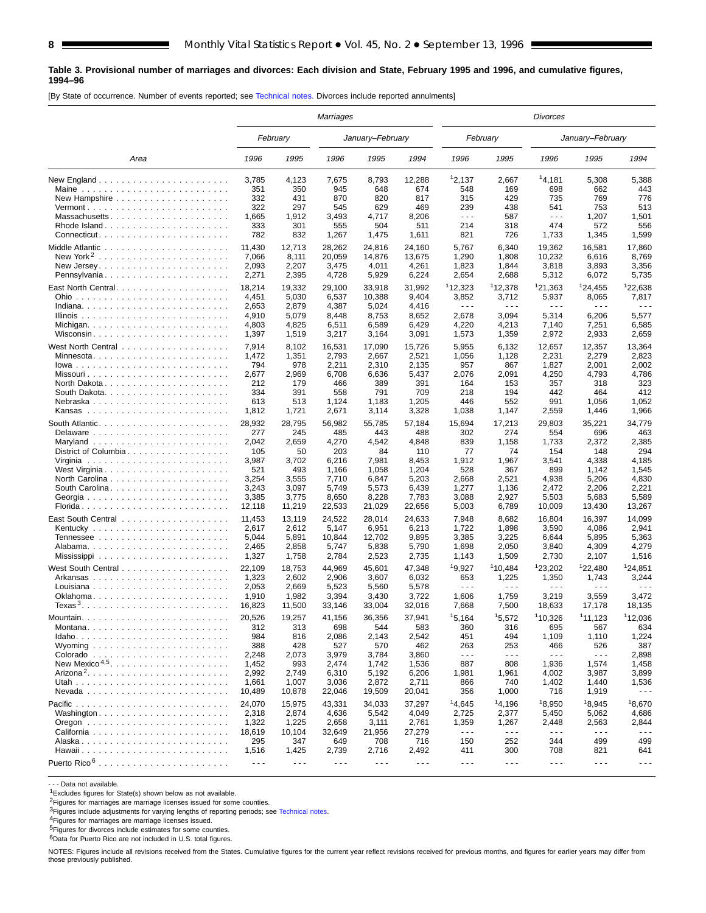**Table 3. Provisional number of marriages and divorces: Each division and State, February 1995 and 1996, and cumulative figures, 1994–96**

[By State of occurrence. Number of events reported; see Technical notes. Divorces include reported annulments]

| Area | Marriages | | | | | Divorces | | | | |
|---|---|---|---|---|---|---|---|---|---|---|
| | February | | January–February | | | February | | January–February | | |
| | 1996 | 1995 | 1996 | 1995 | 1994 | 1996 | 1995 | 1996 | 1995 | 1994 |
| New England | 3,785 | 4,123 | 7,675 | 8,793 | 12,288 | [1]2,137 | 2,667 | [1]4,181 | 5,308 | 5,388 |
| Maine | 351 | 350 | 945 | 648 | 674 | 548 | 169 | 698 | 662 | 443 |
| New Hampshire | 332 | 431 | 870 | 820 | 817 | 315 | 429 | 735 | 769 | 776 |
| Vermont | 322 | 297 | 545 | 629 | 469 | 239 | 438 | 541 | 753 | 513 |
| Massachusetts | 1,665 | 1,912 | 3,493 | 4,717 | 8,206 | - - - | 587 | - - - | 1,207 | 1,501 |
| Rhode Island | 333 | 301 | 555 | 504 | 511 | 214 | 318 | 474 | 572 | 556 |
| Connecticut | 782 | 832 | 1,267 | 1,475 | 1,611 | 821 | 726 | 1,733 | 1,345 | 1,599 |
| Middle Atlantic | 11,430 | 12,713 | 28,262 | 24,816 | 24,160 | 5,767 | 6,340 | 19,362 | 16,581 | 17,860 |
| New York[2] | 7,066 | 8,111 | 20,059 | 14,876 | 13,675 | 1,290 | 1,808 | 10,232 | 6,616 | 8,769 |
| New Jersey | 2,093 | 2,207 | 3,475 | 4,011 | 4,261 | 1,823 | 1,844 | 3,818 | 3,893 | 3,356 |
| Pennsylvania | 2,271 | 2,395 | 4,728 | 5,929 | 6,224 | 2,654 | 2,688 | 5,312 | 6,072 | 5,735 |
| East North Central | 18,214 | 19,332 | 29,100 | 33,918 | 31,992 | [1]12,323 | [1]12,378 | [1]21,363 | [1]24,455 | [1]22,638 |
| Ohio | 4,451 | 5,030 | 6,537 | 10,388 | 9,404 | 3,852 | 3,712 | 5,937 | 8,065 | 7,817 |
| Indiana | 2,653 | 2,879 | 4,387 | 5,024 | 4,416 | - - - | - - - | - - - | - - - | - - - |
| Illinois | 4,910 | 5,079 | 8,448 | 8,753 | 8,652 | 2,678 | 3,094 | 5,314 | 6,206 | 5,577 |
| Michigan | 4,803 | 4,825 | 6,511 | 6,589 | 6,429 | 4,220 | 4,213 | 7,140 | 7,251 | 6,585 |
| Wisconsin | 1,397 | 1,519 | 3,217 | 3,164 | 3,091 | 1,573 | 1,359 | 2,972 | 2,933 | 2,659 |
| West North Central | 7,914 | 8,102 | 16,531 | 17,090 | 15,726 | 5,955 | 6,132 | 12,657 | 12,357 | 13,364 |
| Minnesota | 1,472 | 1,351 | 2,793 | 2,667 | 2,521 | 1,056 | 1,128 | 2,231 | 2,279 | 2,823 |
| Iowa | 794 | 978 | 2,211 | 2,310 | 2,135 | 957 | 867 | 1,827 | 2,001 | 2,002 |
| Missouri | 2,677 | 2,969 | 6,708 | 6,636 | 5,437 | 2,076 | 2,091 | 4,250 | 4,793 | 4,786 |
| North Dakota | 212 | 179 | 466 | 389 | 391 | 164 | 153 | 357 | 318 | 323 |
| South Dakota | 334 | 391 | 558 | 791 | 709 | 218 | 194 | 442 | 464 | 412 |
| Nebraska | 613 | 513 | 1,124 | 1,183 | 1,205 | 446 | 552 | 991 | 1,056 | 1,052 |
| Kansas | 1,812 | 1,721 | 2,671 | 3,114 | 3,328 | 1,038 | 1,147 | 2,559 | 1,446 | 1,966 |
| South Atlantic | 28,932 | 28,795 | 56,982 | 55,785 | 57,184 | 15,694 | 17,213 | 29,803 | 35,221 | 34,779 |
| Delaware | 277 | 245 | 485 | 443 | 488 | 302 | 274 | 554 | 696 | 463 |
| Maryland | 2,042 | 2,659 | 4,270 | 4,542 | 4,848 | 839 | 1,158 | 1,733 | 2,372 | 2,385 |
| District of Columbia | 105 | 50 | 203 | 84 | 110 | 77 | 74 | 154 | 148 | 294 |
| Virginia | 3,987 | 3,702 | 6,216 | 7,981 | 8,453 | 1,912 | 1,967 | 3,541 | 4,338 | 4,185 |
| West Virginia | 521 | 493 | 1,166 | 1,058 | 1,204 | 528 | 367 | 899 | 1,142 | 1,545 |
| North Carolina | 3,254 | 3,555 | 7,710 | 6,847 | 5,203 | 2,668 | 2,521 | 4,938 | 5,206 | 4,830 |
| South Carolina | 3,243 | 3,097 | 5,749 | 5,573 | 6,439 | 1,277 | 1,136 | 2,472 | 2,206 | 2,221 |
| Georgia | 3,385 | 3,775 | 8,650 | 8,228 | 7,783 | 3,088 | 2,927 | 5,503 | 5,683 | 5,589 |
| Florida | 12,118 | 11,219 | 22,533 | 21,029 | 22,656 | 5,003 | 6,789 | 10,009 | 13,430 | 13,267 |
| East South Central | 11,453 | 13,119 | 24,522 | 28,014 | 24,633 | 7,948 | 8,682 | 16,804 | 16,397 | 14,099 |
| Kentucky | 2,617 | 2,612 | 5,147 | 6,951 | 6,213 | 1,722 | 1,898 | 3,590 | 4,086 | 2,941 |
| Tennessee | 5,044 | 5,891 | 10,844 | 12,702 | 9,895 | 3,385 | 3,225 | 6,644 | 5,895 | 5,363 |
| Alabama | 2,465 | 2,858 | 5,747 | 5,838 | 5,790 | 1,698 | 2,050 | 3,840 | 4,309 | 4,279 |
| Mississippi | 1,327 | 1,758 | 2,784 | 2,523 | 2,735 | 1,143 | 1,509 | 2,730 | 2,107 | 1,516 |
| West South Central | 22,109 | 18,753 | 44,969 | 45,601 | 47,348 | [1]9,927 | [1]10,484 | [1]23,202 | [1]22,480 | [1]24,851 |
| Arkansas | 1,323 | 2,602 | 2,906 | 3,607 | 6,032 | 653 | 1,225 | 1,350 | 1,743 | 3,244 |
| Louisiana | 2,053 | 2,669 | 5,523 | 5,560 | 5,578 | - - - | - - - | - - - | - - - | - - - |
| Oklahoma | 1,910 | 1,982 | 3,394 | 3,430 | 3,722 | 1,606 | 1,759 | 3,219 | 3,559 | 3,472 |
| Texas[3] | 16,823 | 11,500 | 33,146 | 33,004 | 32,016 | 7,668 | 7,500 | 18,633 | 17,178 | 18,135 |
| Mountain | 20,526 | 19,257 | 41,156 | 36,356 | 37,941 | [1]5,164 | [1]5,572 | [1]10,326 | [1]11,123 | [1]12,036 |
| Montana | 312 | 313 | 698 | 544 | 583 | 360 | 316 | 695 | 567 | 634 |
| Idaho | 984 | 816 | 2,086 | 2,143 | 2,542 | 451 | 494 | 1,109 | 1,110 | 1,224 |
| Wyoming | 388 | 428 | 527 | 570 | 462 | 263 | 253 | 466 | 526 | 387 |
| Colorado | 2,248 | 2,073 | 3,979 | 3,784 | 3,860 | - - - | - - - | - - - | - - - | 2,898 |
| New Mexico[4,5] | 1,452 | 993 | 2,474 | 1,742 | 1,536 | 887 | 808 | 1,936 | 1,574 | 1,458 |
| Arizona[2] | 2,992 | 2,749 | 6,310 | 5,192 | 6,206 | 1,981 | 1,961 | 4,002 | 3,987 | 3,899 |
| Utah | 1,661 | 1,007 | 3,036 | 2,872 | 2,711 | 866 | 740 | 1,402 | 1,440 | 1,536 |
| Nevada | 10,489 | 10,878 | 22,046 | 19,509 | 20,041 | 356 | 1,000 | 716 | 1,919 | - - - |
| Pacific | 24,070 | 15,975 | 43,331 | 34,033 | 37,297 | [1]4,645 | [1]4,196 | [1]8,950 | [1]8,945 | [1]8,670 |
| Washington | 2,318 | 2,874 | 4,636 | 5,542 | 4,049 | 2,725 | 2,377 | 5,450 | 5,062 | 4,686 |
| Oregon | 1,322 | 1,225 | 2,658 | 3,111 | 2,761 | 1,359 | 1,267 | 2,448 | 2,563 | 2,844 |
| California | 18,619 | 10,104 | 32,649 | 21,956 | 27,279 | - - - | - - - | - - - | - - - | - - - |
| Alaska | 295 | 347 | 649 | 708 | 716 | 150 | 252 | 344 | 499 | 499 |
| Hawaii | 1,516 | 1,425 | 2,739 | 2,716 | 2,492 | 411 | 300 | 708 | 821 | 641 |
| Puerto Rico[6] | - - - | - - - | - - - | - - - | - - - | - - - | - - - | - - - | - - - | - - - |

- - - Data not available.

[1]Excludes figures for State(s) shown below as not available.

[2]Figures for marriages are marriage licenses issued for some counties.

[3]Figures include adjustments for varying lengths of reporting periods; see Technical notes.

[4]Figures for marriages are marriage licenses issued.

[5]Figures for divorces include estimates for some counties.

[6]Data for Puerto Rico are not included in U.S. total figures.

NOTES: Figures include all revisions received from the States. Cumulative figures for the current year reflect revisions received for previous months, and figures for earlier years may differ from those previously published.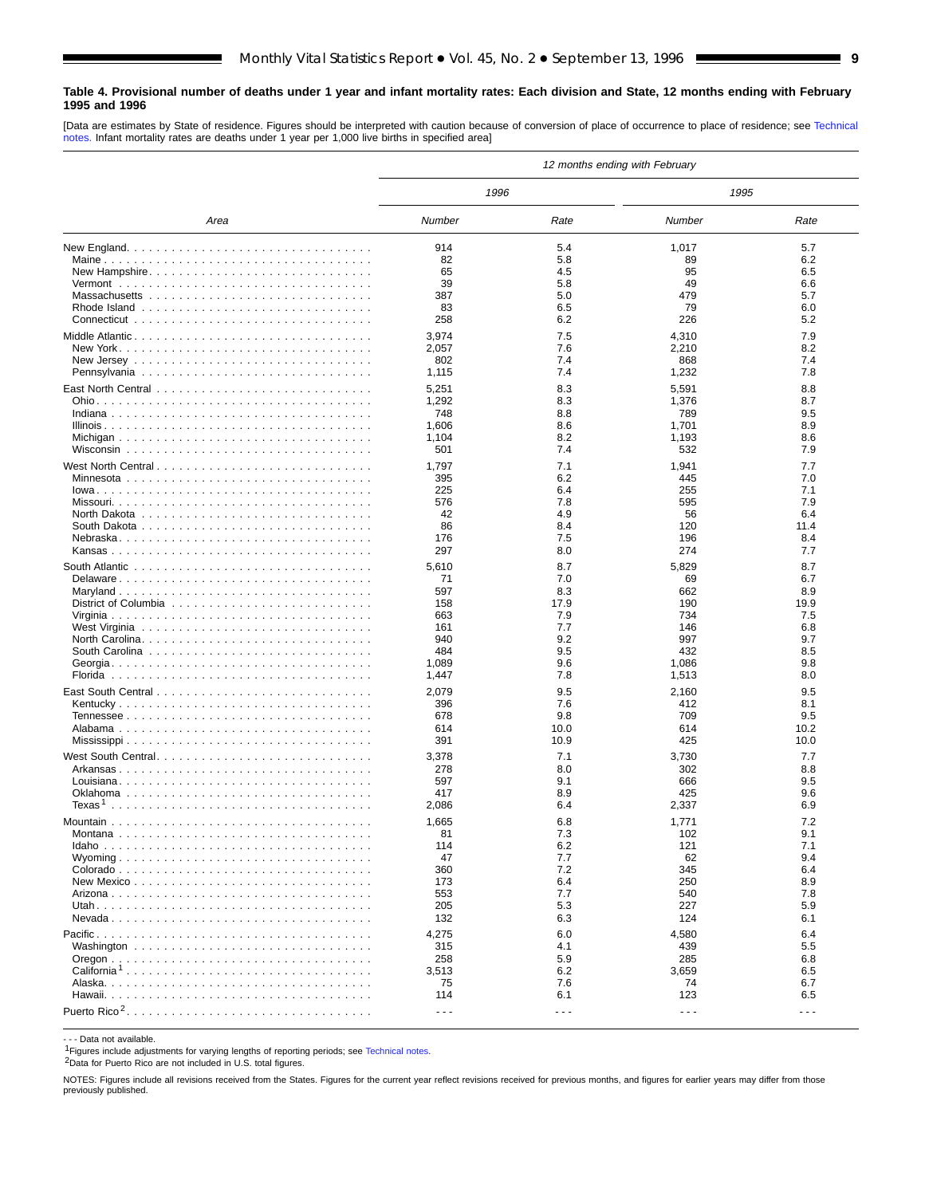**Table 4. Provisional number of deaths under 1 year and infant mortality rates: Each division and State, 12 months ending with February 1995 and 1996**

[Data are estimates by State of residence. Figures should be interpreted with caution because of conversion of place of occurrence to place of residence; see Technical notes. Infant mortality rates are deaths under 1 year per 1,000 live births in specified area]

| Area | *12 months ending with February* | | | |
|---|---|---|---|---|
| | *1996* | | *1995* | |
| | *Number* | *Rate* | *Number* | *Rate* |
| New England | 914 | 5.4 | 1,017 | 5.7 |
| Maine | 82 | 5.8 | 89 | 6.2 |
| New Hampshire | 65 | 4.5 | 95 | 6.5 |
| Vermont | 39 | 5.8 | 49 | 6.6 |
| Massachusetts | 387 | 5.0 | 479 | 5.7 |
| Rhode Island | 83 | 6.5 | 79 | 6.0 |
| Connecticut | 258 | 6.2 | 226 | 5.2 |
| Middle Atlantic | 3,974 | 7.5 | 4,310 | 7.9 |
| New York | 2,057 | 7.6 | 2,210 | 8.2 |
| New Jersey | 802 | 7.4 | 868 | 7.4 |
| Pennsylvania | 1,115 | 7.4 | 1,232 | 7.8 |
| East North Central | 5,251 | 8.3 | 5,591 | 8.8 |
| Ohio | 1,292 | 8.3 | 1,376 | 8.7 |
| Indiana | 748 | 8.8 | 789 | 9.5 |
| Illinois | 1,606 | 8.6 | 1,701 | 8.9 |
| Michigan | 1,104 | 8.2 | 1,193 | 8.6 |
| Wisconsin | 501 | 7.4 | 532 | 7.9 |
| West North Central | 1,797 | 7.1 | 1,941 | 7.7 |
| Minnesota | 395 | 6.2 | 445 | 7.0 |
| Iowa | 225 | 6.4 | 255 | 7.1 |
| Missouri | 576 | 7.8 | 595 | 7.9 |
| North Dakota | 42 | 4.9 | 56 | 6.4 |
| South Dakota | 86 | 8.4 | 120 | 11.4 |
| Nebraska | 176 | 7.5 | 196 | 8.4 |
| Kansas | 297 | 8.0 | 274 | 7.7 |
| South Atlantic | 5,610 | 8.7 | 5,829 | 8.7 |
| Delaware | 71 | 7.0 | 69 | 6.7 |
| Maryland | 597 | 8.3 | 662 | 8.9 |
| District of Columbia | 158 | 17.9 | 190 | 19.9 |
| Virginia | 663 | 7.9 | 734 | 7.5 |
| West Virginia | 161 | 7.7 | 146 | 6.8 |
| North Carolina | 940 | 9.2 | 997 | 9.7 |
| South Carolina | 484 | 9.5 | 432 | 8.5 |
| Georgia | 1,089 | 9.6 | 1,086 | 9.8 |
| Florida | 1,447 | 7.8 | 1,513 | 8.0 |
| East South Central | 2,079 | 9.5 | 2,160 | 9.5 |
| Kentucky | 396 | 7.6 | 412 | 8.1 |
| Tennessee | 678 | 9.8 | 709 | 9.5 |
| Alabama | 614 | 10.0 | 614 | 10.2 |
| Mississippi | 391 | 10.9 | 425 | 10.0 |
| West South Central | 3,378 | 7.1 | 3,730 | 7.7 |
| Arkansas | 278 | 8.0 | 302 | 8.8 |
| Louisiana | 597 | 9.1 | 666 | 9.5 |
| Oklahoma | 417 | 8.9 | 425 | 9.6 |
| Texas[1] | 2,086 | 6.4 | 2,337 | 6.9 |
| Mountain | 1,665 | 6.8 | 1,771 | 7.2 |
| Montana | 81 | 7.3 | 102 | 9.1 |
| Idaho | 114 | 6.2 | 121 | 7.1 |
| Wyoming | 47 | 7.7 | 62 | 9.4 |
| Colorado | 360 | 7.2 | 345 | 6.4 |
| New Mexico | 173 | 6.4 | 250 | 8.9 |
| Arizona | 553 | 7.7 | 540 | 7.8 |
| Utah | 205 | 5.3 | 227 | 5.9 |
| Nevada | 132 | 6.3 | 124 | 6.1 |
| Pacific | 4,275 | 6.0 | 4,580 | 6.4 |
| Washington | 315 | 4.1 | 439 | 5.5 |
| Oregon | 258 | 5.9 | 285 | 6.8 |
| California[1] | 3,513 | 6.2 | 3,659 | 6.5 |
| Alaska | 75 | 7.6 | 74 | 6.7 |
| Hawaii | 114 | 6.1 | 123 | 6.5 |
| Puerto Rico[2] | - - - | - - - | - - - | - - - |

- - - Data not available.

[1]Figures include adjustments for varying lengths of reporting periods; see Technical notes.

[2]Data for Puerto Rico are not included in U.S. total figures.

NOTES: Figures include all revisions received from the States. Figures for the current year reflect revisions received for previous months, and figures for earlier years may differ from those previously published.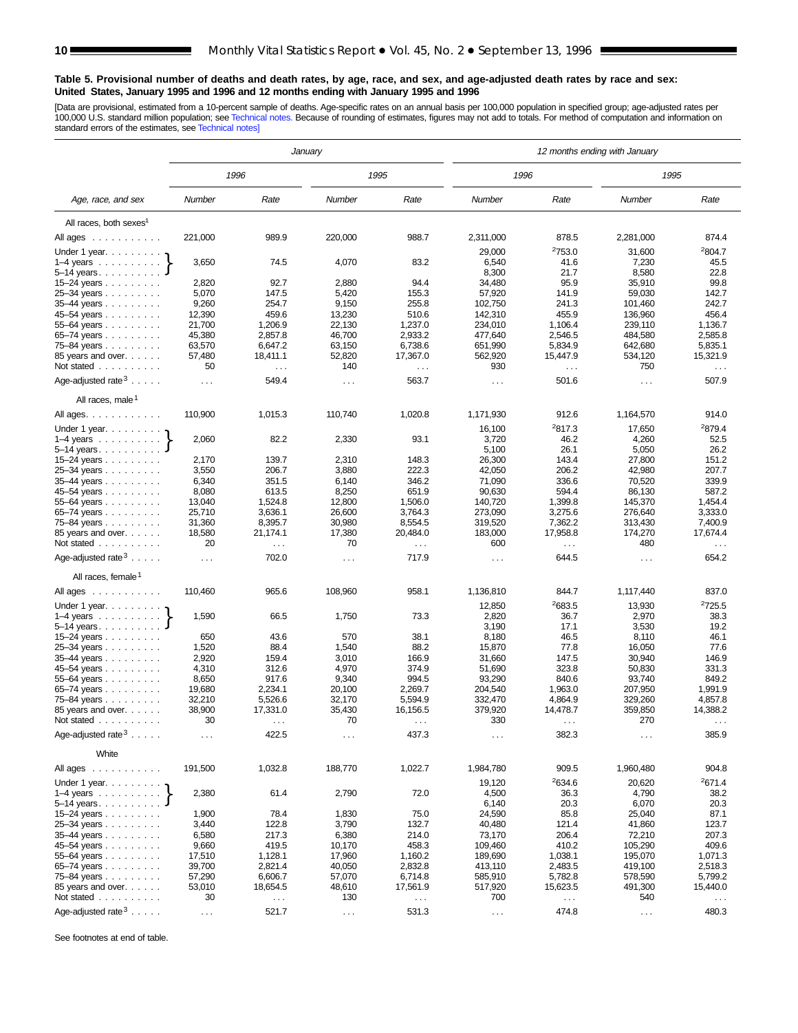**Table 5. Provisional number of deaths and death rates, by age, race, and sex, and age-adjusted death rates by race and sex: United States, January 1995 and 1996 and 12 months ending with January 1995 and 1996**

[Data are provisional, estimated from a 10-percent sample of deaths. Age-specific rates on an annual basis per 100,000 population in specified group; age-adjusted rates per 100,000 U.S. standard million population; see Technical notes. Because of rounding of estimates, figures may not add to totals. For method of computation and information on standard errors of the estimates, see Technical notes]

| Age, race, and sex | January | | | | 12 months ending with January | | | |
|---|---|---|---|---|---|---|---|---|
| | 1996 | | 1995 | | 1996 | | 1995 | |
| | Number | Rate | Number | Rate | Number | Rate | Number | Rate |
| **All races, both sexes[1]** | | | | | | | | |
| All ages | 221,000 | 989.9 | 220,000 | 988.7 | 2,311,000 | 878.5 | 2,281,000 | 874.4 |
| Under 1 year | 3,650 | 74.5 | 4,070 | 83.2 | 29,000 | [2]753.0 | 31,600 | [2]804.7 |
| 1–4 years | | | | | 6,540 | 41.6 | 7,230 | 45.5 |
| 5–14 years | | | | | 8,300 | 21.7 | 8,580 | 22.8 |
| 15–24 years | 2,820 | 92.7 | 2,880 | 94.4 | 34,480 | 95.9 | 35,910 | 99.8 |
| 25–34 years | 5,070 | 147.5 | 5,420 | 155.3 | 57,920 | 141.9 | 59,030 | 142.7 |
| 35–44 years | 9,260 | 254.7 | 9,150 | 255.8 | 102,750 | 241.3 | 101,460 | 242.7 |
| 45–54 years | 12,390 | 459.6 | 13,230 | 510.6 | 142,310 | 455.9 | 136,960 | 456.4 |
| 55–64 years | 21,700 | 1,206.9 | 22,130 | 1,237.0 | 234,010 | 1,106.4 | 239,110 | 1,136.7 |
| 65–74 years | 45,380 | 2,857.8 | 46,700 | 2,933.2 | 477,640 | 2,546.5 | 484,580 | 2,585.8 |
| 75–84 years | 63,570 | 6,647.2 | 63,150 | 6,738.6 | 651,990 | 5,834.9 | 642,680 | 5,835.1 |
| 85 years and over | 57,480 | 18,411.1 | 52,820 | 17,367.0 | 562,920 | 15,447.9 | 534,120 | 15,321.9 |
| Not stated | 50 | . . . | 140 | . . . | 930 | . . . | 750 | . . . |
| Age-adjusted rate[3] | . . . | 549.4 | . . . | 563.7 | . . . | 501.6 | . . . | 507.9 |
| **All races, male[1]** | | | | | | | | |
| All ages | 110,900 | 1,015.3 | 110,740 | 1,020.8 | 1,171,930 | 912.6 | 1,164,570 | 914.0 |
| Under 1 year | 2,060 | 82.2 | 2,330 | 93.1 | 16,100 | [2]817.3 | 17,650 | [2]879.4 |
| 1–4 years | | | | | 3,720 | 46.2 | 4,260 | 52.5 |
| 5–14 years | | | | | 5,100 | 26.1 | 5,050 | 26.2 |
| 15–24 years | 2,170 | 139.7 | 2,310 | 148.3 | 26,300 | 143.4 | 27,800 | 151.2 |
| 25–34 years | 3,550 | 206.7 | 3,880 | 222.3 | 42,050 | 206.2 | 42,980 | 207.7 |
| 35–44 years | 6,340 | 351.5 | 6,140 | 346.2 | 71,090 | 336.6 | 70,520 | 339.9 |
| 45–54 years | 8,080 | 613.5 | 8,250 | 651.9 | 90,630 | 594.4 | 86,130 | 587.2 |
| 55–64 years | 13,040 | 1,524.8 | 12,800 | 1,506.0 | 140,720 | 1,399.8 | 145,370 | 1,454.4 |
| 65–74 years | 25,710 | 3,636.1 | 26,600 | 3,764.3 | 273,090 | 3,275.6 | 276,640 | 3,333.0 |
| 75–84 years | 31,360 | 8,395.7 | 30,980 | 8,554.5 | 319,520 | 7,362.2 | 313,430 | 7,400.9 |
| 85 years and over | 18,580 | 21,174.1 | 17,380 | 20,484.0 | 183,000 | 17,958.8 | 174,270 | 17,674.4 |
| Not stated | 20 | . . . | 70 | . . . | 600 | . . . | 480 | . . . |
| Age-adjusted rate[3] | . . . | 702.0 | . . . | 717.9 | . . . | 644.5 | . . . | 654.2 |
| **All races, female[1]** | | | | | | | | |
| All ages | 110,460 | 965.6 | 108,960 | 958.1 | 1,136,810 | 844.7 | 1,117,440 | 837.0 |
| Under 1 year | 1,590 | 66.5 | 1,750 | 73.3 | 12,850 | [2]683.5 | 13,930 | [2]725.5 |
| 1–4 years | | | | | 2,820 | 36.7 | 2,970 | 38.3 |
| 5–14 years | | | | | 3,190 | 17.1 | 3,530 | 19.2 |
| 15–24 years | 650 | 43.6 | 570 | 38.1 | 8,180 | 46.5 | 8,110 | 46.1 |
| 25–34 years | 1,520 | 88.4 | 1,540 | 88.2 | 15,870 | 77.8 | 16,050 | 77.6 |
| 35–44 years | 2,920 | 159.4 | 3,010 | 166.9 | 31,660 | 147.5 | 30,940 | 146.9 |
| 45–54 years | 4,310 | 312.6 | 4,970 | 374.9 | 51,690 | 323.8 | 50,830 | 331.3 |
| 55–64 years | 8,650 | 917.6 | 9,340 | 994.5 | 93,290 | 840.6 | 93,740 | 849.2 |
| 65–74 years | 19,680 | 2,234.1 | 20,100 | 2,269.7 | 204,540 | 1,963.0 | 207,950 | 1,991.9 |
| 75–84 years | 32,210 | 5,526.6 | 32,170 | 5,594.9 | 332,470 | 4,864.9 | 329,260 | 4,857.8 |
| 85 years and over | 38,900 | 17,331.0 | 35,430 | 16,156.5 | 379,920 | 14,478.7 | 359,850 | 14,388.2 |
| Not stated | 30 | . . . | 70 | . . . | 330 | . . . | 270 | . . . |
| Age-adjusted rate[3] | . . . | 422.5 | . . . | 437.3 | . . . | 382.3 | . . . | 385.9 |
| **White** | | | | | | | | |
| All ages | 191,500 | 1,032.8 | 188,770 | 1,022.7 | 1,984,780 | 909.5 | 1,960,480 | 904.8 |
| Under 1 year | 2,380 | 61.4 | 2,790 | 72.0 | 19,120 | [2]634.6 | 20,620 | [2]671.4 |
| 1–4 years | | | | | 4,500 | 36.3 | 4,790 | 38.2 |
| 5–14 years | | | | | 6,140 | 20.3 | 6,070 | 20.3 |
| 15–24 years | 1,900 | 78.4 | 1,830 | 75.0 | 24,590 | 85.8 | 25,040 | 87.1 |
| 25–34 years | 3,440 | 122.8 | 3,790 | 132.7 | 40,480 | 121.4 | 41,860 | 123.7 |
| 35–44 years | 6,580 | 217.3 | 6,380 | 214.0 | 73,170 | 206.4 | 72,210 | 207.3 |
| 45–54 years | 9,660 | 419.5 | 10,170 | 458.3 | 109,460 | 410.2 | 105,290 | 409.6 |
| 55–64 years | 17,510 | 1,128.1 | 17,960 | 1,160.2 | 189,690 | 1,038.1 | 195,070 | 1,071.3 |
| 65–74 years | 39,700 | 2,821.4 | 40,050 | 2,832.8 | 413,110 | 2,483.5 | 419,100 | 2,518.3 |
| 75–84 years | 57,290 | 6,606.7 | 57,070 | 6,714.8 | 585,910 | 5,782.8 | 578,590 | 5,799.2 |
| 85 years and over | 53,010 | 18,654.5 | 48,610 | 17,561.9 | 517,920 | 15,623.5 | 491,300 | 15,440.0 |
| Not stated | 30 | . . . | 130 | . . . | 700 | . . . | 540 | . . . |
| Age-adjusted rate[3] | . . . | 521.7 | . . . | 531.3 | . . . | 474.8 | . . . | 480.3 |

Note: For January columns, the figures shown on the "Under 1 year" rows cover the combined age group under 15 years (under 1 year, 1–4 years, and 5–14 years, bracketed together in the source).

See footnotes at end of table.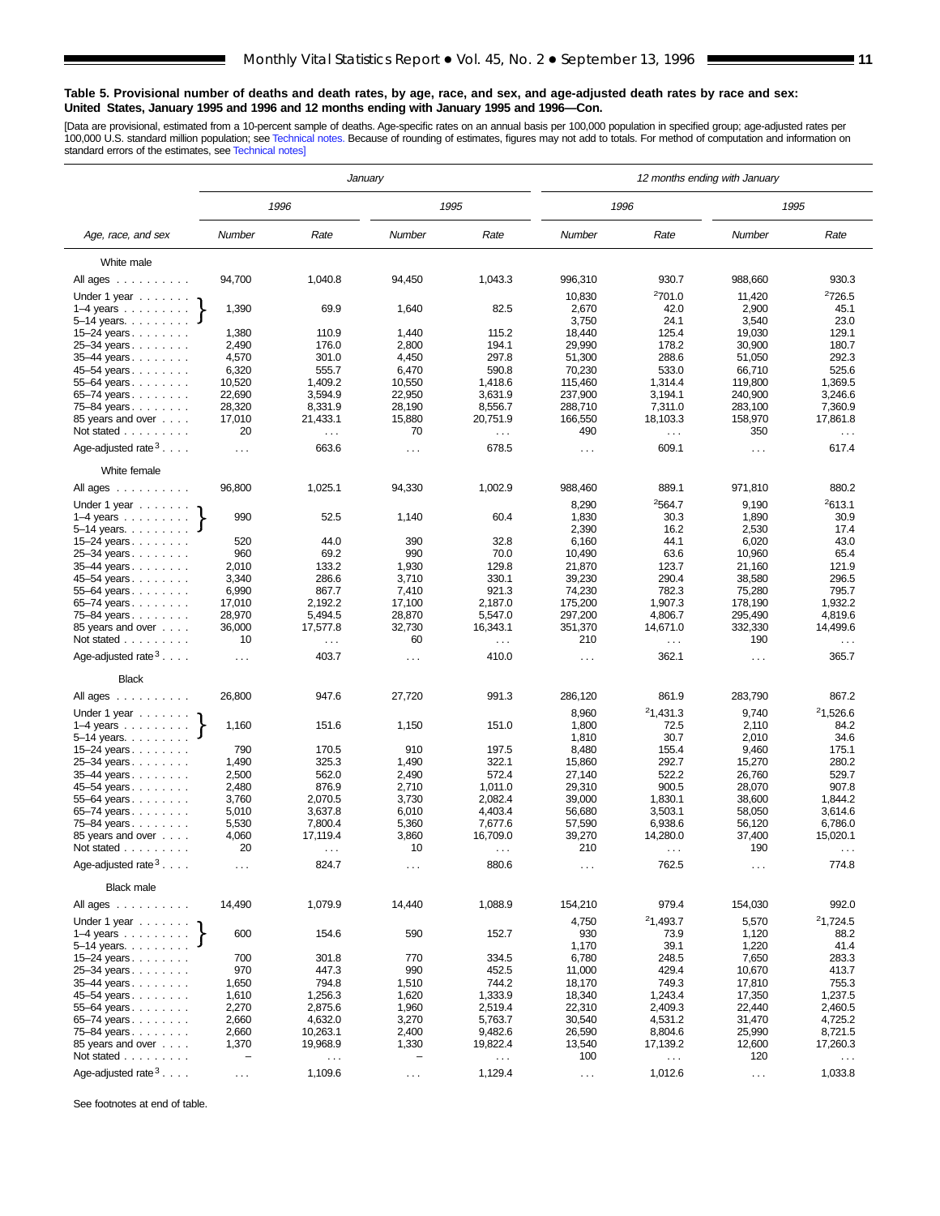**Table 5. Provisional number of deaths and death rates, by age, race, and sex, and age-adjusted death rates by race and sex: United States, January 1995 and 1996 and 12 months ending with January 1995 and 1996—Con.**

[Data are provisional, estimated from a 10-percent sample of deaths. Age-specific rates on an annual basis per 100,000 population in specified group; age-adjusted rates per 100,000 U.S. standard million population; see Technical notes. Because of rounding of estimates, figures may not add to totals. For method of computation and information on standard errors of the estimates, see Technical notes]

| Age, race, and sex | January | | | | 12 months ending with January | | | |
|---|---|---|---|---|---|---|---|---|
| | 1996 | | 1995 | | 1996 | | 1995 | |
| | Number | Rate | Number | Rate | Number | Rate | Number | Rate |
| **White male** | | | | | | | | |
| All ages | 94,700 | 1,040.8 | 94,450 | 1,043.3 | 996,310 | 930.7 | 988,660 | 930.3 |
| Under 1 year | 1,390 | 69.9 | 1,640 | 82.5 | 10,830 | [2]701.0 | 11,420 | [2]726.5 |
| 1–4 years | | | | | 2,670 | 42.0 | 2,900 | 45.1 |
| 5–14 years | | | | | 3,750 | 24.1 | 3,540 | 23.0 |
| 15–24 years | 1,380 | 110.9 | 1,440 | 115.2 | 18,440 | 125.4 | 19,030 | 129.1 |
| 25–34 years | 2,490 | 176.0 | 2,800 | 194.1 | 29,990 | 178.2 | 30,900 | 180.7 |
| 35–44 years | 4,570 | 301.0 | 4,450 | 297.8 | 51,300 | 288.6 | 51,050 | 292.3 |
| 45–54 years | 6,320 | 555.7 | 6,470 | 590.8 | 70,230 | 533.0 | 66,710 | 525.6 |
| 55–64 years | 10,520 | 1,409.2 | 10,550 | 1,418.6 | 115,460 | 1,314.4 | 119,800 | 1,369.5 |
| 65–74 years | 22,690 | 3,594.9 | 22,950 | 3,631.9 | 237,900 | 3,194.1 | 240,900 | 3,246.6 |
| 75–84 years | 28,320 | 8,331.9 | 28,190 | 8,556.7 | 288,710 | 7,311.0 | 283,100 | 7,360.9 |
| 85 years and over | 17,010 | 21,433.1 | 15,880 | 20,751.9 | 166,550 | 18,103.3 | 158,970 | 17,861.8 |
| Not stated | 20 | . . . | 70 | . . . | 490 | . . . | 350 | . . . |
| Age-adjusted rate [3] | . . . | 663.6 | . . . | 678.5 | . . . | 609.1 | . . . | 617.4 |
| **White female** | | | | | | | | |
| All ages | 96,800 | 1,025.1 | 94,330 | 1,002.9 | 988,460 | 889.1 | 971,810 | 880.2 |
| Under 1 year | 990 | 52.5 | 1,140 | 60.4 | 8,290 | [2]564.7 | 9,190 | [2]613.1 |
| 1–4 years | | | | | 1,830 | 30.3 | 1,890 | 30.9 |
| 5–14 years | | | | | 2,390 | 16.2 | 2,530 | 17.4 |
| 15–24 years | 520 | 44.0 | 390 | 32.8 | 6,160 | 44.1 | 6,020 | 43.0 |
| 25–34 years | 960 | 69.2 | 990 | 70.0 | 10,490 | 63.6 | 10,960 | 65.4 |
| 35–44 years | 2,010 | 133.2 | 1,930 | 129.8 | 21,870 | 123.7 | 21,160 | 121.9 |
| 45–54 years | 3,340 | 286.6 | 3,710 | 330.1 | 39,230 | 290.4 | 38,580 | 296.5 |
| 55–64 years | 6,990 | 867.7 | 7,410 | 921.3 | 74,230 | 782.3 | 75,280 | 795.7 |
| 65–74 years | 17,010 | 2,192.2 | 17,100 | 2,187.0 | 175,200 | 1,907.3 | 178,190 | 1,932.2 |
| 75–84 years | 28,970 | 5,494.5 | 28,870 | 5,547.0 | 297,200 | 4,806.7 | 295,490 | 4,819.6 |
| 85 years and over | 36,000 | 17,577.8 | 32,730 | 16,343.1 | 351,370 | 14,671.0 | 332,330 | 14,499.6 |
| Not stated | 10 | . . . | 60 | . . . | 210 | . . . | 190 | . . . |
| Age-adjusted rate [3] | . . . | 403.7 | . . . | 410.0 | . . . | 362.1 | . . . | 365.7 |
| **Black** | | | | | | | | |
| All ages | 26,800 | 947.6 | 27,720 | 991.3 | 286,120 | 861.9 | 283,790 | 867.2 |
| Under 1 year | 1,160 | 151.6 | 1,150 | 151.0 | 8,960 | [2]1,431.3 | 9,740 | [2]1,526.6 |
| 1–4 years | | | | | 1,800 | 72.5 | 2,110 | 84.2 |
| 5–14 years | | | | | 1,810 | 30.7 | 2,010 | 34.6 |
| 15–24 years | 790 | 170.5 | 910 | 197.5 | 8,480 | 155.4 | 9,460 | 175.1 |
| 25–34 years | 1,490 | 325.3 | 1,490 | 322.1 | 15,860 | 292.7 | 15,270 | 280.2 |
| 35–44 years | 2,500 | 562.0 | 2,490 | 572.4 | 27,140 | 522.2 | 26,760 | 529.7 |
| 45–54 years | 2,480 | 876.9 | 2,710 | 1,011.0 | 29,310 | 900.5 | 28,070 | 907.8 |
| 55–64 years | 3,760 | 2,070.5 | 3,730 | 2,082.4 | 39,000 | 1,830.1 | 38,600 | 1,844.2 |
| 65–74 years | 5,010 | 3,637.8 | 6,010 | 4,403.4 | 56,680 | 3,503.1 | 58,050 | 3,614.6 |
| 75–84 years | 5,530 | 7,800.4 | 5,360 | 7,677.6 | 57,590 | 6,938.6 | 56,120 | 6,786.0 |
| 85 years and over | 4,060 | 17,119.4 | 3,860 | 16,709.0 | 39,270 | 14,280.0 | 37,400 | 15,020.1 |
| Not stated | 20 | . . . | 10 | . . . | 210 | . . . | 190 | . . . |
| Age-adjusted rate [3] | . . . | 824.7 | . . . | 880.6 | . . . | 762.5 | . . . | 774.8 |
| **Black male** | | | | | | | | |
| All ages | 14,490 | 1,079.9 | 14,440 | 1,088.9 | 154,210 | 979.4 | 154,030 | 992.0 |
| Under 1 year | 600 | 154.6 | 590 | 152.7 | 4,750 | [2]1,493.7 | 5,570 | [2]1,724.5 |
| 1–4 years | | | | | 930 | 73.9 | 1,120 | 88.2 |
| 5–14 years | | | | | 1,170 | 39.1 | 1,220 | 41.4 |
| 15–24 years | 700 | 301.8 | 770 | 334.5 | 6,780 | 248.5 | 7,650 | 283.3 |
| 25–34 years | 970 | 447.3 | 990 | 452.5 | 11,000 | 429.4 | 10,670 | 413.7 |
| 35–44 years | 1,650 | 794.8 | 1,510 | 744.2 | 18,170 | 749.3 | 17,810 | 755.3 |
| 45–54 years | 1,610 | 1,256.3 | 1,620 | 1,333.9 | 18,340 | 1,243.4 | 17,350 | 1,237.5 |
| 55–64 years | 2,270 | 2,875.6 | 1,960 | 2,519.4 | 22,310 | 2,409.3 | 22,440 | 2,460.5 |
| 65–74 years | 2,660 | 4,632.0 | 3,270 | 5,763.7 | 30,540 | 4,531.2 | 31,470 | 4,725.2 |
| 75–84 years | 2,660 | 10,263.1 | 2,400 | 9,482.6 | 26,590 | 8,804.6 | 25,990 | 8,721.5 |
| 85 years and over | 1,370 | 19,968.9 | 1,330 | 19,822.4 | 13,540 | 17,139.2 | 12,600 | 17,260.3 |
| Not stated | – | . . . | – | . . . | 100 | . . . | 120 | . . . |
| Age-adjusted rate [3] | . . . | 1,109.6 | . . . | 1,129.4 | . . . | 1,012.6 | . . . | 1,033.8 |

Note: For January, the figures shown for "Under 1 year" cover the combined age group under 1 year, 1–4 years, and 5–14 years.

See footnotes at end of table.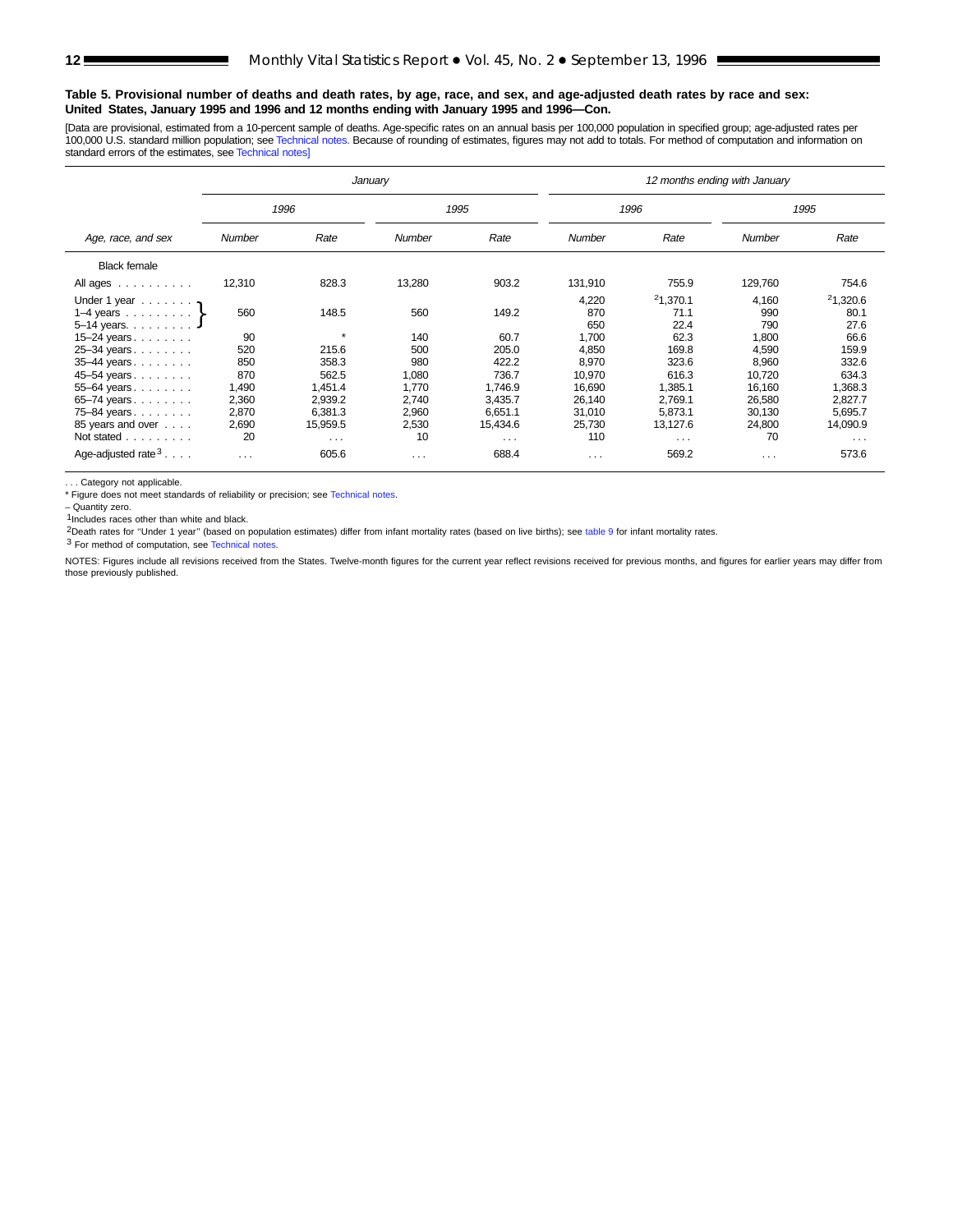**Table 5. Provisional number of deaths and death rates, by age, race, and sex, and age-adjusted death rates by race and sex: United States, January 1995 and 1996 and 12 months ending with January 1995 and 1996—Con.**

[Data are provisional, estimated from a 10-percent sample of deaths. Age-specific rates on an annual basis per 100,000 population in specified group; age-adjusted rates per 100,000 U.S. standard million population; see Technical notes. Because of rounding of estimates, figures may not add to totals. For method of computation and information on standard errors of the estimates, see Technical notes]

| Age, race, and sex | *January* | | | | *12 months ending with January* | | | |
|---|---|---|---|---|---|---|---|---|
| | *1996* | | *1995* | | *1996* | | *1995* | |
| | *Number* | *Rate* | *Number* | *Rate* | *Number* | *Rate* | *Number* | *Rate* |
| Black female | | | | | | | | |
| All ages | 12,310 | 828.3 | 13,280 | 903.2 | 131,910 | 755.9 | 129,760 | 754.6 |
| Under 1 year | 560 | 148.5 | 560 | 149.2 | 4,220 | [2]1,370.1 | 4,160 | [2]1,320.6 |
| 1–4 years | | | | | 870 | 71.1 | 990 | 80.1 |
| 5–14 years | | | | | 650 | 22.4 | 790 | 27.6 |
| 15–24 years | 90 | * | 140 | 60.7 | 1,700 | 62.3 | 1,800 | 66.6 |
| 25–34 years | 520 | 215.6 | 500 | 205.0 | 4,850 | 169.8 | 4,590 | 159.9 |
| 35–44 years | 850 | 358.3 | 980 | 422.2 | 8,970 | 323.6 | 8,960 | 332.6 |
| 45–54 years | 870 | 562.5 | 1,080 | 736.7 | 10,970 | 616.3 | 10,720 | 634.3 |
| 55–64 years | 1,490 | 1,451.4 | 1,770 | 1,746.9 | 16,690 | 1,385.1 | 16,160 | 1,368.3 |
| 65–74 years | 2,360 | 2,939.2 | 2,740 | 3,435.7 | 26,140 | 2,769.1 | 26,580 | 2,827.7 |
| 75–84 years | 2,870 | 6,381.3 | 2,960 | 6,651.1 | 31,010 | 5,873.1 | 30,130 | 5,695.7 |
| 85 years and over | 2,690 | 15,959.5 | 2,530 | 15,434.6 | 25,730 | 13,127.6 | 24,800 | 14,090.9 |
| Not stated | 20 | . . . | 10 | . . . | 110 | . . . | 70 | . . . |
| Age-adjusted rate[3] | . . . | 605.6 | . . . | 688.4 | . . . | 569.2 | . . . | 573.6 |

. . . Category not applicable.
* Figure does not meet standards of reliability or precision; see Technical notes.
– Quantity zero.
[1]Includes races other than white and black.
[2]Death rates for ''Under 1 year'' (based on population estimates) differ from infant mortality rates (based on live births); see table 9 for infant mortality rates.
[3] For method of computation, see Technical notes.

NOTES: Figures include all revisions received from the States. Twelve-month figures for the current year reflect revisions received for previous months, and figures for earlier years may differ from those previously published.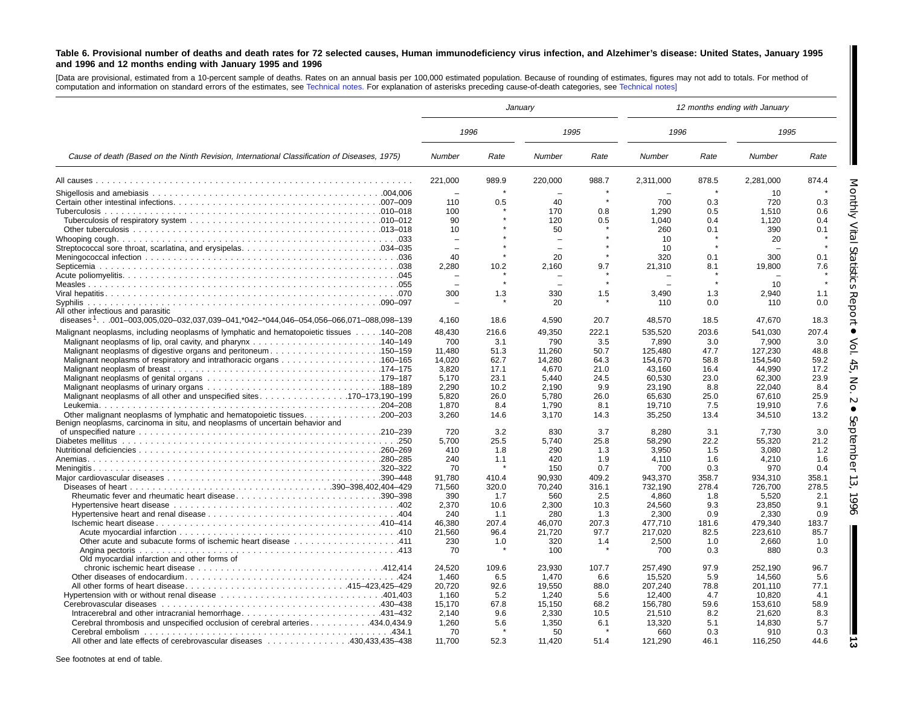**Table 6. Provisional number of deaths and death rates for 72 selected causes, Human immunodeficiency virus infection, and Alzheimer's disease: United States, January 1995 and 1996 and 12 months ending with January 1995 and 1996**

[Data are provisional, estimated from a 10-percent sample of deaths. Rates on an annual basis per 100,000 estimated population. Because of rounding of estimates, figures may not add to totals. For method of computation and information on standard errors of the estimates, see Technical notes. For explanation of asterisks preceding cause-of-death categories, see Technical notes]

| Cause of death (Based on the Ninth Revision, International Classification of Diseases, 1975) | January | | | | 12 months ending with January | | | |
|---|---|---|---|---|---|---|---|---|
| | 1996 | | 1995 | | 1996 | | 1995 | |
| | Number | Rate | Number | Rate | Number | Rate | Number | Rate |
| All causes | 221,000 | 989.9 | 220,000 | 988.7 | 2,311,000 | 878.5 | 2,281,000 | 874.4 |
| Shigellosis and amebiasis .004,006 | – | * | – | * | – | * | 10 | * |
| Certain other intestinal infections .007–009 | 110 | 0.5 | 40 | * | 700 | 0.3 | 720 | 0.3 |
| Tuberculosis .010–018 | 100 | * | 170 | 0.8 | 1,290 | 0.5 | 1,510 | 0.6 |
| Tuberculosis of respiratory system .010–012 | 90 | * | 120 | 0.5 | 1,040 | 0.4 | 1,120 | 0.4 |
| Other tuberculosis .013–018 | 10 | * | 50 | * | 260 | 0.1 | 390 | 0.1 |
| Whooping cough .033 | – | * | – | * | 10 | * | 20 | * |
| Streptococcal sore throat, scarlatina, and erysipelas .034–035 | – | * | – | * | 10 | * | – | * |
| Meningococcal infection .036 | 40 | * | 20 | * | 320 | 0.1 | 300 | 0.1 |
| Septicemia .038 | 2,280 | 10.2 | 2,160 | 9.7 | 21,310 | 8.1 | 19,800 | 7.6 |
| Acute poliomyelitis .045 | – | * | – | * | – | * | – | * |
| Measles .055 | – | * | – | * | – | * | 10 | * |
| Viral hepatitis .070 | 300 | 1.3 | 330 | 1.5 | 3,490 | 1.3 | 2,940 | 1.1 |
| Syphilis .090–097 | – | * | 20 | * | 110 | 0.0 | 110 | 0.0 |
| All other infectious and parasitic diseases[1] .001–003,005,020–032,037,039–041,*042–*044,046–054,056–066,071–088,098–139 | 4,160 | 18.6 | 4,590 | 20.7 | 48,570 | 18.5 | 47,670 | 18.3 |
| Malignant neoplasms, including neoplasms of lymphatic and hematopoietic tissues .140–208 | 48,430 | 216.6 | 49,350 | 222.1 | 535,520 | 203.6 | 541,030 | 207.4 |
| Malignant neoplasms of lip, oral cavity, and pharynx .140–149 | 700 | 3.1 | 790 | 3.5 | 7,890 | 3.0 | 7,900 | 3.0 |
| Malignant neoplasms of digestive organs and peritoneum .150–159 | 11,480 | 51.3 | 11,260 | 50.7 | 125,480 | 47.7 | 127,230 | 48.8 |
| Malignant neoplasms of respiratory and intrathoracic organs .160–165 | 14,020 | 62.7 | 14,280 | 64.3 | 154,670 | 58.8 | 154,540 | 59.2 |
| Malignant neoplasm of breast .174–175 | 3,820 | 17.1 | 4,670 | 21.0 | 43,160 | 16.4 | 44,990 | 17.2 |
| Malignant neoplasms of genital organs .179–187 | 5,170 | 23.1 | 5,440 | 24.5 | 60,530 | 23.0 | 62,300 | 23.9 |
| Malignant neoplasms of urinary organs .188–189 | 2,290 | 10.2 | 2,190 | 9.9 | 23,190 | 8.8 | 22,040 | 8.4 |
| Malignant neoplasms of all other and unspecified sites .170–173,190–199 | 5,820 | 26.0 | 5,780 | 26.0 | 65,630 | 25.0 | 67,610 | 25.9 |
| Leukemia .204–208 | 1,870 | 8.4 | 1,790 | 8.1 | 19,710 | 7.5 | 19,910 | 7.6 |
| Other malignant neoplasms of lymphatic and hematopoietic tissues .200–203 | 3,260 | 14.6 | 3,170 | 14.3 | 35,250 | 13.4 | 34,510 | 13.2 |
| Benign neoplasms, carcinoma in situ, and neoplasms of uncertain behavior and of unspecified nature .210–239 | 720 | 3.2 | 830 | 3.7 | 8,280 | 3.1 | 7,730 | 3.0 |
| Diabetes mellitus .250 | 5,700 | 25.5 | 5,740 | 25.8 | 58,290 | 22.2 | 55,320 | 21.2 |
| Nutritional deficiencies .260–269 | 410 | 1.8 | 290 | 1.3 | 3,950 | 1.5 | 3,080 | 1.2 |
| Anemias .280–285 | 240 | 1.1 | 420 | 1.9 | 4,110 | 1.6 | 4,210 | 1.6 |
| Meningitis .320–322 | 70 | * | 150 | 0.7 | 700 | 0.3 | 970 | 0.4 |
| Major cardiovascular diseases .390–448 | 91,780 | 410.4 | 90,930 | 409.2 | 943,370 | 358.7 | 934,310 | 358.1 |
| Diseases of heart .390–398,402,404–429 | 71,560 | 320.0 | 70,240 | 316.1 | 732,190 | 278.4 | 726,700 | 278.5 |
| Rheumatic fever and rheumatic heart disease .390–398 | 390 | 1.7 | 560 | 2.5 | 4,860 | 1.8 | 5,520 | 2.1 |
| Hypertensive heart disease .402 | 2,370 | 10.6 | 2,300 | 10.3 | 24,560 | 9.3 | 23,850 | 9.1 |
| Hypertensive heart and renal disease .404 | 240 | 1.1 | 280 | 1.3 | 2,300 | 0.9 | 2,330 | 0.9 |
| Ischemic heart disease .410–414 | 46,380 | 207.4 | 46,070 | 207.3 | 477,710 | 181.6 | 479,340 | 183.7 |
| Acute myocardial infarction .410 | 21,560 | 96.4 | 21,720 | 97.7 | 217,020 | 82.5 | 223,610 | 85.7 |
| Other acute and subacute forms of ischemic heart disease .411 | 230 | 1.0 | 320 | 1.4 | 2,500 | 1.0 | 2,660 | 1.0 |
| Angina pectoris .413 | 70 | * | 100 | * | 700 | 0.3 | 880 | 0.3 |
| Old myocardial infarction and other forms of chronic ischemic heart disease .412,414 | 24,520 | 109.6 | 23,930 | 107.7 | 257,490 | 97.9 | 252,190 | 96.7 |
| Other diseases of endocardium .424 | 1,460 | 6.5 | 1,470 | 6.6 | 15,520 | 5.9 | 14,560 | 5.6 |
| All other forms of heart disease .415–423,425–429 | 20,720 | 92.6 | 19,550 | 88.0 | 207,240 | 78.8 | 201,110 | 77.1 |
| Hypertension with or without renal disease .401,403 | 1,160 | 5.2 | 1,240 | 5.6 | 12,400 | 4.7 | 10,820 | 4.1 |
| Cerebrovascular diseases .430–438 | 15,170 | 67.8 | 15,150 | 68.2 | 156,780 | 59.6 | 153,610 | 58.9 |
| Intracerebral and other intracranial hemorrhage .431–432 | 2,140 | 9.6 | 2,330 | 10.5 | 21,510 | 8.2 | 21,620 | 8.3 |
| Cerebral thrombosis and unspecified occlusion of cerebral arteries .434.0,434.9 | 1,260 | 5.6 | 1,350 | 6.1 | 13,320 | 5.1 | 14,830 | 5.7 |
| Cerebral embolism .434.1 | 70 | * | 50 | * | 660 | 0.3 | 910 | 0.3 |
| All other and late effects of cerebrovascular diseases .430,433,435–438 | 11,700 | 52.3 | 11,420 | 51.4 | 121,290 | 46.1 | 116,250 | 44.6 |

See footnotes at end of table.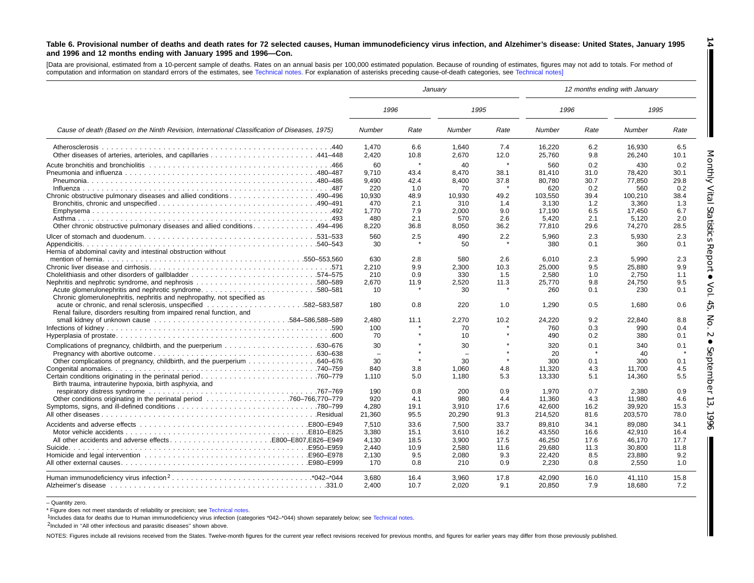**Table 6. Provisional number of deaths and death rates for 72 selected causes, Human immunodeficiency virus infection, and Alzheimer's disease: United States, January 1995 and 1996 and 12 months ending with January 1995 and 1996—Con.**

[Data are provisional, estimated from a 10-percent sample of deaths. Rates on an annual basis per 100,000 estimated population. Because of rounding of estimates, figures may not add to totals. For method of computation and information on standard errors of the estimates, see Technical notes. For explanation of asterisks preceding cause-of-death categories, see Technical notes]

| Cause of death (Based on the Ninth Revision, International Classification of Diseases, 1975) | January | | | | 12 months ending with January | | | |
|---|---|---|---|---|---|---|---|---|
| | 1996 | | 1995 | | 1996 | | 1995 | |
| | Number | Rate | Number | Rate | Number | Rate | Number | Rate |
| Atherosclerosis . . . 440 | 1,470 | 6.6 | 1,640 | 7.4 | 16,220 | 6.2 | 16,930 | 6.5 |
| Other diseases of arteries, arterioles, and capillaries . . . 441–448 | 2,420 | 10.8 | 2,670 | 12.0 | 25,760 | 9.8 | 26,240 | 10.1 |
| Acute bronchitis and bronchiolitis . . . 466 | 60 | * | 40 | * | 560 | 0.2 | 430 | 0.2 |
| Pneumonia and influenza . . . 480–487 | 9,710 | 43.4 | 8,470 | 38.1 | 81,410 | 31.0 | 78,420 | 30.1 |
| Pneumonia . . . 480–486 | 9,490 | 42.4 | 8,400 | 37.8 | 80,780 | 30.7 | 77,850 | 29.8 |
| Influenza . . . 487 | 220 | 1.0 | 70 | * | 620 | 0.2 | 560 | 0.2 |
| Chronic obstructive pulmonary diseases and allied conditions . . . 490–496 | 10,930 | 48.9 | 10,930 | 49.2 | 103,550 | 39.4 | 100,210 | 38.4 |
| Bronchitis, chronic and unspecified . . . 490–491 | 470 | 2.1 | 310 | 1.4 | 3,130 | 1.2 | 3,360 | 1.3 |
| Emphysema . . . 492 | 1,770 | 7.9 | 2,000 | 9.0 | 17,190 | 6.5 | 17,450 | 6.7 |
| Asthma . . . 493 | 480 | 2.1 | 570 | 2.6 | 5,420 | 2.1 | 5,120 | 2.0 |
| Other chronic obstructive pulmonary diseases and allied conditions . . . 494–496 | 8,220 | 36.8 | 8,050 | 36.2 | 77,810 | 29.6 | 74,270 | 28.5 |
| Ulcer of stomach and duodenum . . . 531–533 | 560 | 2.5 | 490 | 2.2 | 5,960 | 2.3 | 5,930 | 2.3 |
| Appendicitis . . . 540–543 | 30 | * | 50 | * | 380 | 0.1 | 360 | 0.1 |
| Hernia of abdominal cavity and intestinal obstruction without mention of hernia . . . 550–553,560 | 630 | 2.8 | 580 | 2.6 | 6,010 | 2.3 | 5,990 | 2.3 |
| Chronic liver disease and cirrhosis . . . 571 | 2,210 | 9.9 | 2,300 | 10.3 | 25,000 | 9.5 | 25,880 | 9.9 |
| Cholelithiasis and other disorders of gallbladder . . . 574–575 | 210 | 0.9 | 330 | 1.5 | 2,580 | 1.0 | 2,750 | 1.1 |
| Nephritis, nephrotic syndrome, and nephrosis . . . 580–589 | 2,670 | 11.9 | 2,520 | 11.3 | 25,770 | 9.8 | 24,750 | 9.5 |
| Acute glomerulonephritis and nephrotic syndrome . . . 580–581 | 10 | * | 30 | * | 260 | 0.1 | 230 | 0.1 |
| Chronic glomerulonephritis, nephritis and nephropathy, not specified as acute or chronic, and renal sclerosis, unspecified . . . 582–583,587 | 180 | 0.8 | 220 | 1.0 | 1,290 | 0.5 | 1,680 | 0.6 |
| Renal failure, disorders resulting from impaired renal function, and small kidney of unknown cause . . . 584–586,588–589 | 2,480 | 11.1 | 2,270 | 10.2 | 24,220 | 9.2 | 22,840 | 8.8 |
| Infections of kidney . . . 590 | 100 | * | 70 | * | 760 | 0.3 | 990 | 0.4 |
| Hyperplasia of prostate . . . 600 | 70 | * | 10 | * | 490 | 0.2 | 380 | 0.1 |
| Complications of pregnancy, childbirth, and the puerperium . . . 630–676 | 30 | * | 30 | * | 320 | 0.1 | 340 | 0.1 |
| Pregnancy with abortive outcome . . . 630–638 | – | * | – | * | 20 | * | 40 | * |
| Other complications of pregnancy, childbirth, and the puerperium . . . 640–676 | 30 | * | 30 | * | 300 | 0.1 | 300 | 0.1 |
| Congenital anomalies . . . 740–759 | 840 | 3.8 | 1,060 | 4.8 | 11,320 | 4.3 | 11,700 | 4.5 |
| Certain conditions originating in the perinatal period . . . 760–779 | 1,110 | 5.0 | 1,180 | 5.3 | 13,330 | 5.1 | 14,360 | 5.5 |
| Birth trauma, intrauterine hypoxia, birth asphyxia, and respiratory distress syndrome . . . 767–769 | 190 | 0.8 | 200 | 0.9 | 1,970 | 0.7 | 2,380 | 0.9 |
| Other conditions originating in the perinatal period . . . 760–766,770–779 | 920 | 4.1 | 980 | 4.4 | 11,360 | 4.3 | 11,980 | 4.6 |
| Symptoms, signs, and ill-defined conditions . . . 780–799 | 4,280 | 19.1 | 3,910 | 17.6 | 42,600 | 16.2 | 39,920 | 15.3 |
| All other diseases . . . Residual | 21,360 | 95.5 | 20,290 | 91.3 | 214,520 | 81.6 | 203,570 | 78.0 |
| Accidents and adverse effects . . . E800–E949 | 7,510 | 33.6 | 7,500 | 33.7 | 89,810 | 34.1 | 89,080 | 34.1 |
| Motor vehicle accidents . . . E810–E825 | 3,380 | 15.1 | 3,610 | 16.2 | 43,550 | 16.6 | 42,910 | 16.4 |
| All other accidents and adverse effects . . . E800–E807,E826–E949 | 4,130 | 18.5 | 3,900 | 17.5 | 46,250 | 17.6 | 46,170 | 17.7 |
| Suicide . . . E950–E959 | 2,440 | 10.9 | 2,580 | 11.6 | 29,680 | 11.3 | 30,800 | 11.8 |
| Homicide and legal intervention . . . E960–E978 | 2,130 | 9.5 | 2,080 | 9.3 | 22,420 | 8.5 | 23,880 | 9.2 |
| All other external causes . . . E980–E999 | 170 | 0.8 | 210 | 0.9 | 2,230 | 0.8 | 2,550 | 1.0 |
| Human immunodeficiency virus infection[2] . . . *042–*044 | 3,680 | 16.4 | 3,960 | 17.8 | 42,090 | 16.0 | 41,110 | 15.8 |
| Alzheimer's disease . . . 331.0 | 2,400 | 10.7 | 2,020 | 9.1 | 20,850 | 7.9 | 18,680 | 7.2 |

– Quantity zero.

\* Figure does not meet standards of reliability or precision; see Technical notes.

[1] Includes data for deaths due to Human immunodeficiency virus infection (categories *042–*044) shown separately below; see Technical notes.

[2] Included in ''All other infectious and parasitic diseases'' shown above.

NOTES: Figures include all revisions received from the States. Twelve-month figures for the current year reflect revisions received for previous months, and figures for earlier years may differ from those previously published.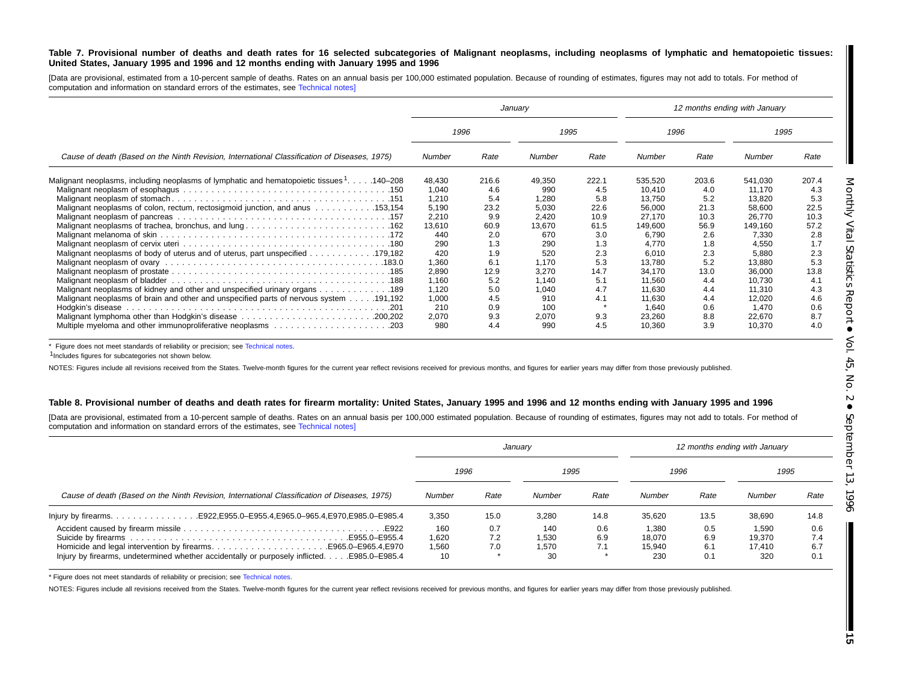**Table 7. Provisional number of deaths and death rates for 16 selected subcategories of Malignant neoplasms, including neoplasms of lymphatic and hematopoietic tissues: United States, January 1995 and 1996 and 12 months ending with January 1995 and 1996**

[Data are provisional, estimated from a 10-percent sample of deaths. Rates on an annual basis per 100,000 estimated population. Because of rounding of estimates, figures may not add to totals. For method of computation and information on standard errors of the estimates, see Technical notes]

| Cause of death (Based on the Ninth Revision, International Classification of Diseases, 1975) | January | | | | 12 months ending with January | | | |
|---|---|---|---|---|---|---|---|---|
| | 1996 | | 1995 | | 1996 | | 1995 | |
| | Number | Rate | Number | Rate | Number | Rate | Number | Rate |
| Malignant neoplasms, including neoplasms of lymphatic and hematopoietic tissues[1] . . . . .140–208 | 48,430 | 216.6 | 49,350 | 222.1 | 535,520 | 203.6 | 541,030 | 207.4 |
| Malignant neoplasm of esophagus . . . . . .150 | 1,040 | 4.6 | 990 | 4.5 | 10,410 | 4.0 | 11,170 | 4.3 |
| Malignant neoplasm of stomach . . . . . .151 | 1,210 | 5.4 | 1,280 | 5.8 | 13,750 | 5.2 | 13,820 | 5.3 |
| Malignant neoplasms of colon, rectum, rectosigmoid junction, and anus . . . . . .153,154 | 5,190 | 23.2 | 5,030 | 22.6 | 56,000 | 21.3 | 58,600 | 22.5 |
| Malignant neoplasm of pancreas . . . . . .157 | 2,210 | 9.9 | 2,420 | 10.9 | 27,170 | 10.3 | 26,770 | 10.3 |
| Malignant neoplasms of trachea, bronchus, and lung . . . . . .162 | 13,610 | 60.9 | 13,670 | 61.5 | 149,600 | 56.9 | 149,160 | 57.2 |
| Malignant melanoma of skin . . . . . .172 | 440 | 2.0 | 670 | 3.0 | 6,790 | 2.6 | 7,330 | 2.8 |
| Malignant neoplasm of cervix uteri . . . . . .180 | 290 | 1.3 | 290 | 1.3 | 4,770 | 1.8 | 4,550 | 1.7 |
| Malignant neoplasms of body of uterus and of uterus, part unspecified . . . . . .179,182 | 420 | 1.9 | 520 | 2.3 | 6,010 | 2.3 | 5,880 | 2.3 |
| Malignant neoplasm of ovary . . . . . .183.0 | 1,360 | 6.1 | 1,170 | 5.3 | 13,780 | 5.2 | 13,880 | 5.3 |
| Malignant neoplasm of prostate . . . . . .185 | 2,890 | 12.9 | 3,270 | 14.7 | 34,170 | 13.0 | 36,000 | 13.8 |
| Malignant neoplasm of bladder . . . . . .188 | 1,160 | 5.2 | 1,140 | 5.1 | 11,560 | 4.4 | 10,730 | 4.1 |
| Malignant neoplasms of kidney and other and unspecified urinary organs . . . . . .189 | 1,120 | 5.0 | 1,040 | 4.7 | 11,630 | 4.4 | 11,310 | 4.3 |
| Malignant neoplasms of brain and other and unspecified parts of nervous system . . . . .191,192 | 1,000 | 4.5 | 910 | 4.1 | 11,630 | 4.4 | 12,020 | 4.6 |
| Hodgkin's disease . . . . . .201 | 210 | 0.9 | 100 | * | 1,640 | 0.6 | 1,470 | 0.6 |
| Malignant lymphoma other than Hodgkin's disease . . . . . .200,202 | 2,070 | 9.3 | 2,070 | 9.3 | 23,260 | 8.8 | 22,670 | 8.7 |
| Multiple myeloma and other immunoproliferative neoplasms . . . . . .203 | 980 | 4.4 | 990 | 4.5 | 10,360 | 3.9 | 10,370 | 4.0 |

\* Figure does not meet standards of reliability or precision; see Technical notes.

[1] Includes figures for subcategories not shown below.

NOTES: Figures include all revisions received from the States. Twelve-month figures for the current year reflect revisions received for previous months, and figures for earlier years may differ from those previously published.

**Table 8. Provisional number of deaths and death rates for firearm mortality: United States, January 1995 and 1996 and 12 months ending with January 1995 and 1996**

[Data are provisional, estimated from a 10-percent sample of deaths. Rates on an annual basis per 100,000 estimated population. Because of rounding of estimates, figures may not add to totals. For method of computation and information on standard errors of the estimates, see Technical notes]

| Cause of death (Based on the Ninth Revision, International Classification of Diseases, 1975) | January | | | | 12 months ending with January | | | |
|---|---|---|---|---|---|---|---|---|
| | 1996 | | 1995 | | 1996 | | 1995 | |
| | Number | Rate | Number | Rate | Number | Rate | Number | Rate |
| Injury by firearms. . . . . . .E922,E955.0–E955.4,E965.0–965.4,E970,E985.0–E985.4 | 3,350 | 15.0 | 3,280 | 14.8 | 35,620 | 13.5 | 38,690 | 14.8 |
| Accident caused by firearm missile . . . . . .E922 | 160 | 0.7 | 140 | 0.6 | 1,380 | 0.5 | 1,590 | 0.6 |
| Suicide by firearms . . . . . .E955.0–E955.4 | 1,620 | 7.2 | 1,530 | 6.9 | 18,070 | 6.9 | 19,370 | 7.4 |
| Homicide and legal intervention by firearms. . . . . . .E965.0–E965.4,E970 | 1,560 | 7.0 | 1,570 | 7.1 | 15,940 | 6.1 | 17,410 | 6.7 |
| Injury by firearms, undetermined whether accidentally or purposely inflicted. . . . .E985.0–E985.4 | 10 | * | 30 | * | 230 | 0.1 | 320 | 0.1 |

\* Figure does not meet standards of reliability or precision; see Technical notes.

NOTES: Figures include all revisions received from the States. Twelve-month figures for the current year reflect revisions received for previous months, and figures for earlier years may differ from those previously published.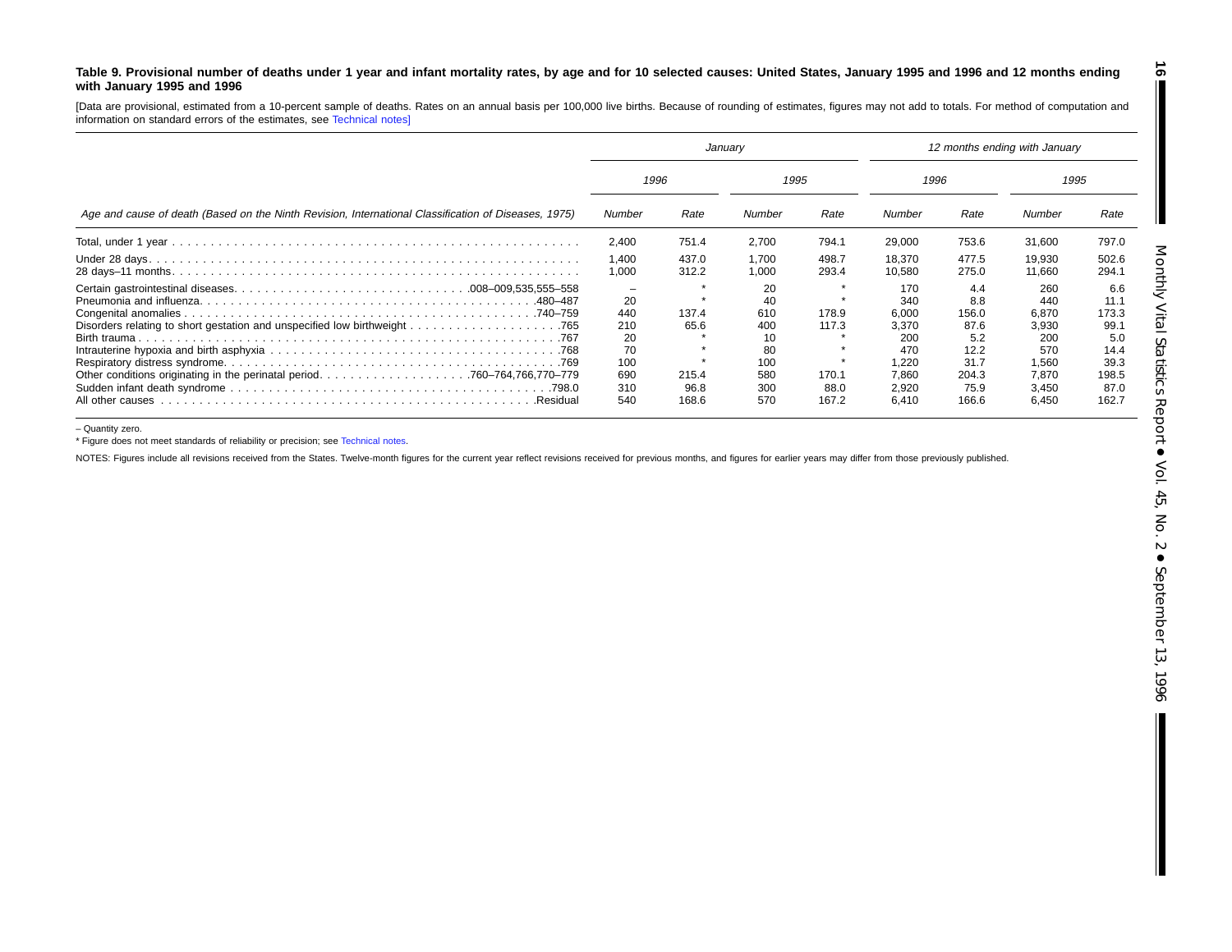**Table 9. Provisional number of deaths under 1 year and infant mortality rates, by age and for 10 selected causes: United States, January 1995 and 1996 and 12 months ending with January 1995 and 1996**

[Data are provisional, estimated from a 10-percent sample of deaths. Rates on an annual basis per 100,000 live births. Because of rounding of estimates, figures may not add to totals. For method of computation and information on standard errors of the estimates, see Technical notes]

| Age and cause of death (Based on the Ninth Revision, International Classification of Diseases, 1975) | January | | | | 12 months ending with January | | | |
|---|---|---|---|---|---|---|---|---|
| | 1996 | | 1995 | | 1996 | | 1995 | |
| | *Number* | *Rate* | *Number* | *Rate* | *Number* | *Rate* | *Number* | *Rate* |
| Total, under 1 year | 2,400 | 751.4 | 2,700 | 794.1 | 29,000 | 753.6 | 31,600 | 797.0 |
| Under 28 days | 1,400 | 437.0 | 1,700 | 498.7 | 18,370 | 477.5 | 19,930 | 502.6 |
| 28 days–11 months | 1,000 | 312.2 | 1,000 | 293.4 | 10,580 | 275.0 | 11,660 | 294.1 |
| Certain gastrointestinal diseases ...008–009,535,555–558 | – | * | 20 | * | 170 | 4.4 | 260 | 6.6 |
| Pneumonia and influenza ...480–487 | 20 | * | 40 | * | 340 | 8.8 | 440 | 11.1 |
| Congenital anomalies ...740–759 | 440 | 137.4 | 610 | 178.9 | 6,000 | 156.0 | 6,870 | 173.3 |
| Disorders relating to short gestation and unspecified low birthweight ...765 | 210 | 65.6 | 400 | 117.3 | 3,370 | 87.6 | 3,930 | 99.1 |
| Birth trauma ...767 | 20 | * | 10 | * | 200 | 5.2 | 200 | 5.0 |
| Intrauterine hypoxia and birth asphyxia ...768 | 70 | * | 80 | * | 470 | 12.2 | 570 | 14.4 |
| Respiratory distress syndrome ...769 | 100 | * | 100 | * | 1,220 | 31.7 | 1,560 | 39.3 |
| Other conditions originating in the perinatal period ...760–764,766,770–779 | 690 | 215.4 | 580 | 170.1 | 7,860 | 204.3 | 7,870 | 198.5 |
| Sudden infant death syndrome ...798.0 | 310 | 96.8 | 300 | 88.0 | 2,920 | 75.9 | 3,450 | 87.0 |
| All other causes ...Residual | 540 | 168.6 | 570 | 167.2 | 6,410 | 166.6 | 6,450 | 162.7 |

– Quantity zero.

* Figure does not meet standards of reliability or precision; see Technical notes.

NOTES: Figures include all revisions received from the States. Twelve-month figures for the current year reflect revisions received for previous months, and figures for earlier years may differ from those previously published.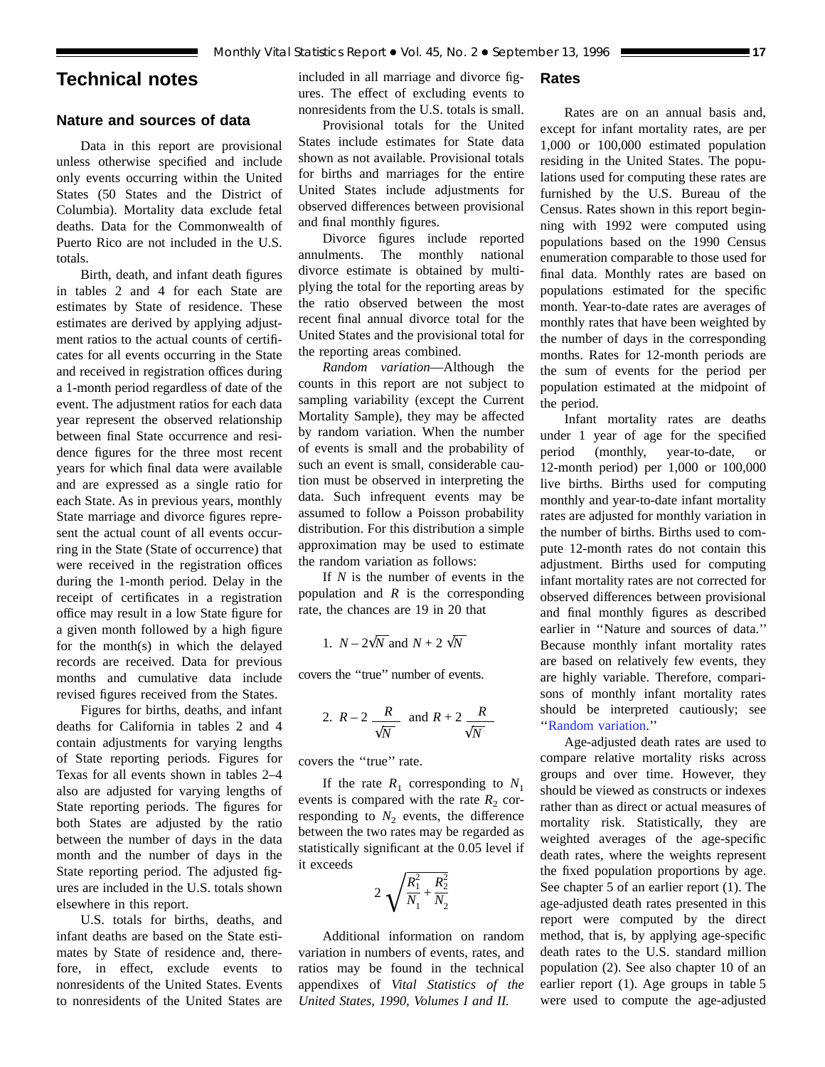# Technical notes

## Nature and sources of data

Data in this report are provisional unless otherwise specified and include only events occurring within the United States (50 States and the District of Columbia). Mortality data exclude fetal deaths. Data for the Commonwealth of Puerto Rico are not included in the U.S. totals.

Birth, death, and infant death figures in tables 2 and 4 for each State are estimates by State of residence. These estimates are derived by applying adjustment ratios to the actual counts of certificates for all events occurring in the State and received in registration offices during a 1-month period regardless of date of the event. The adjustment ratios for each data year represent the observed relationship between final State occurrence and residence figures for the three most recent years for which final data were available and are expressed as a single ratio for each State. As in previous years, monthly State marriage and divorce figures represent the actual count of all events occurring in the State (State of occurrence) that were received in the registration offices during the 1-month period. Delay in the receipt of certificates in a registration office may result in a low State figure for a given month followed by a high figure for the month(s) in which the delayed records are received. Data for previous months and cumulative data include revised figures received from the States.

Figures for births, deaths, and infant deaths for California in tables 2 and 4 contain adjustments for varying lengths of State reporting periods. Figures for Texas for all events shown in tables 2–4 also are adjusted for varying lengths of State reporting periods. The figures for both States are adjusted by the ratio between the number of days in the data month and the number of days in the State reporting period. The adjusted figures are included in the U.S. totals shown elsewhere in this report.

U.S. totals for births, deaths, and infant deaths are based on the State estimates by State of residence and, therefore, in effect, exclude events to nonresidents of the United States. Events to nonresidents of the United States are included in all marriage and divorce figures. The effect of excluding events to nonresidents from the U.S. totals is small.

Provisional totals for the United States include estimates for State data shown as not available. Provisional totals for births and marriages for the entire United States include adjustments for observed differences between provisional and final monthly figures.

Divorce figures include reported annulments. The monthly national divorce estimate is obtained by multiplying the total for the reporting areas by the ratio observed between the most recent final annual divorce total for the United States and the provisional total for the reporting areas combined.

*Random variation*—Although the counts in this report are not subject to sampling variability (except the Current Mortality Sample), they may be affected by random variation. When the number of events is small and the probability of such an event is small, considerable caution must be observed in interpreting the data. Such infrequent events may be assumed to follow a Poisson probability distribution. For this distribution a simple approximation may be used to estimate the random variation as follows:

If $N$ is the number of events in the population and $R$ is the corresponding rate, the chances are 19 in 20 that

1. $N - 2\sqrt{N}$ and $N + 2\sqrt{N}$

covers the "true" number of events.

2. $R - 2\dfrac{R}{\sqrt{N}}$ and $R + 2\dfrac{R}{\sqrt{N}}$

covers the "true" rate.

If the rate $R_1$ corresponding to $N_1$ events is compared with the rate $R_2$ corresponding to $N_2$ events, the difference between the two rates may be regarded as statistically significant at the 0.05 level if it exceeds

$$2\sqrt{\frac{R_1^2}{N_1} + \frac{R_2^2}{N_2}}$$

Additional information on random variation in numbers of events, rates, and ratios may be found in the technical appendixes of *Vital Statistics of the United States, 1990, Volumes I and II.*

## Rates

Rates are on an annual basis and, except for infant mortality rates, are per 1,000 or 100,000 estimated population residing in the United States. The populations used for computing these rates are furnished by the U.S. Bureau of the Census. Rates shown in this report beginning with 1992 were computed using populations based on the 1990 Census enumeration comparable to those used for final data. Monthly rates are based on populations estimated for the specific month. Year-to-date rates are averages of monthly rates that have been weighted by the number of days in the corresponding months. Rates for 12-month periods are the sum of events for the period per population estimated at the midpoint of the period.

Infant mortality rates are deaths under 1 year of age for the specified period (monthly, year-to-date, or 12-month period) per 1,000 or 100,000 live births. Births used for computing monthly and year-to-date infant mortality rates are adjusted for monthly variation in the number of births. Births used to compute 12-month rates do not contain this adjustment. Births used for computing infant mortality rates are not corrected for observed differences between provisional and final monthly figures as described earlier in "Nature and sources of data." Because monthly infant mortality rates are based on relatively few events, they are highly variable. Therefore, comparisons of monthly infant mortality rates should be interpreted cautiously; see "Random variation."

Age-adjusted death rates are used to compare relative mortality risks across groups and over time. However, they should be viewed as constructs or indexes rather than as direct or actual measures of mortality risk. Statistically, they are weighted averages of the age-specific death rates, where the weights represent the fixed population proportions by age. See chapter 5 of an earlier report (1). The age-adjusted death rates presented in this report were computed by the direct method, that is, by applying age-specific death rates to the U.S. standard million population (2). See also chapter 10 of an earlier report (1). Age groups in table 5 were used to compute the age-adjusted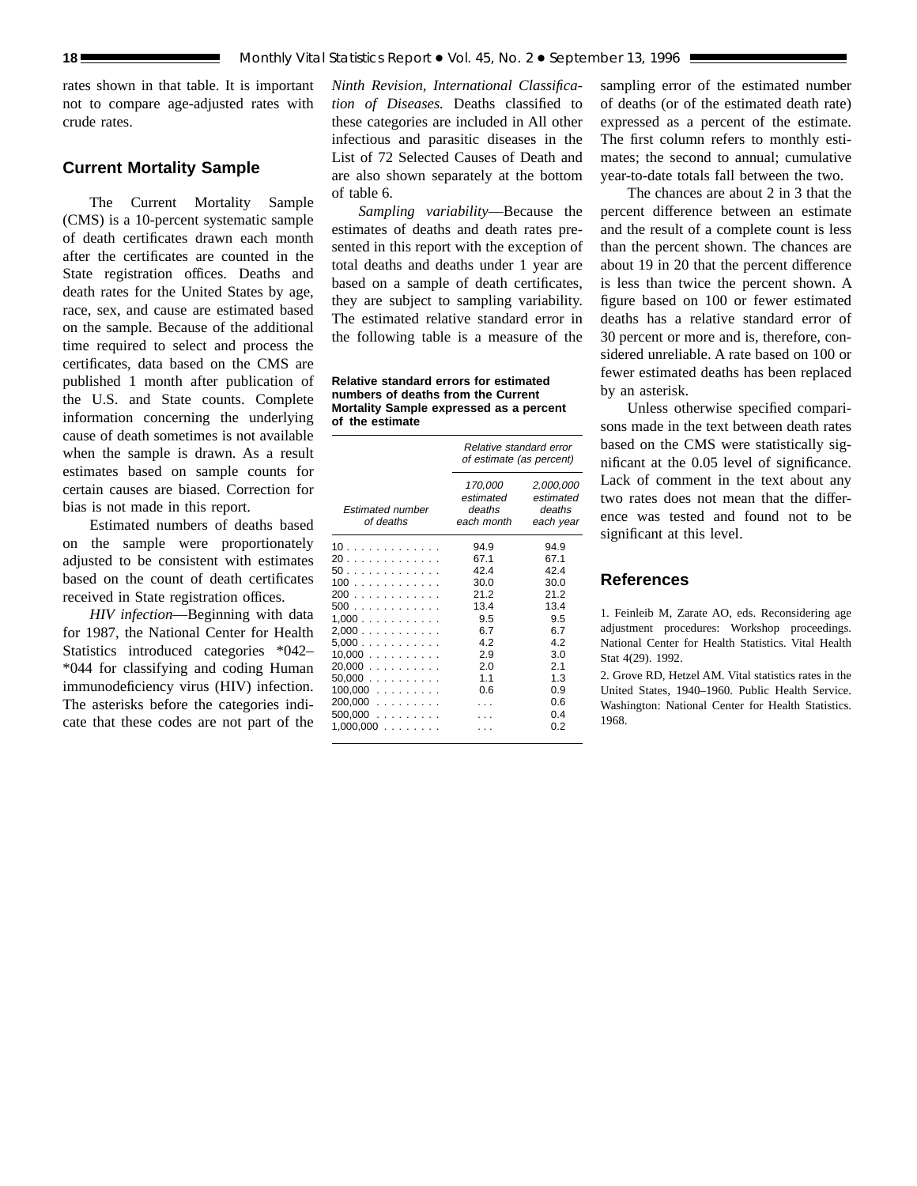rates shown in that table. It is important not to compare age-adjusted rates with crude rates.

## Current Mortality Sample

The Current Mortality Sample (CMS) is a 10-percent systematic sample of death certificates drawn each month after the certificates are counted in the State registration offices. Deaths and death rates for the United States by age, race, sex, and cause are estimated based on the sample. Because of the additional time required to select and process the certificates, data based on the CMS are published 1 month after publication of the U.S. and State counts. Complete information concerning the underlying cause of death sometimes is not available when the sample is drawn. As a result estimates based on sample counts for certain causes are biased. Correction for bias is not made in this report.

Estimated numbers of deaths based on the sample were proportionately adjusted to be consistent with estimates based on the count of death certificates received in State registration offices.

*HIV infection*—Beginning with data for 1987, the National Center for Health Statistics introduced categories *042–*044 for classifying and coding Human immunodeficiency virus (HIV) infection. The asterisks before the categories indicate that these codes are not part of the *Ninth Revision, International Classification of Diseases.* Deaths classified to these categories are included in All other infectious and parasitic diseases in the List of 72 Selected Causes of Death and are also shown separately at the bottom of table 6.

*Sampling variability*—Because the estimates of deaths and death rates presented in this report with the exception of total deaths and deaths under 1 year are based on a sample of death certificates, they are subject to sampling variability. The estimated relative standard error in the following table is a measure of the sampling error of the estimated number of deaths (or of the estimated death rate) expressed as a percent of the estimate. The first column refers to monthly estimates; the second to annual; cumulative year-to-date totals fall between the two.

**Relative standard errors for estimated numbers of deaths from the Current Mortality Sample expressed as a percent of the estimate**

| Estimated number of deaths | Relative standard error of estimate (as percent) | |
|---|---|---|
| | 170,000 estimated deaths each month | 2,000,000 estimated deaths each year |
| 10 | 94.9 | 94.9 |
| 20 | 67.1 | 67.1 |
| 50 | 42.4 | 42.4 |
| 100 | 30.0 | 30.0 |
| 200 | 21.2 | 21.2 |
| 500 | 13.4 | 13.4 |
| 1,000 | 9.5 | 9.5 |
| 2,000 | 6.7 | 6.7 |
| 5,000 | 4.2 | 4.2 |
| 10,000 | 2.9 | 3.0 |
| 20,000 | 2.0 | 2.1 |
| 50,000 | 1.1 | 1.3 |
| 100,000 | 0.6 | 0.9 |
| 200,000 | . . . | 0.6 |
| 500,000 | . . . | 0.4 |
| 1,000,000 | . . . | 0.2 |

The chances are about 2 in 3 that the percent difference between an estimate and the result of a complete count is less than the percent shown. The chances are about 19 in 20 that the percent difference is less than twice the percent shown. A figure based on 100 or fewer estimated deaths has a relative standard error of 30 percent or more and is, therefore, considered unreliable. A rate based on 100 or fewer estimated deaths has been replaced by an asterisk.

Unless otherwise specified comparisons made in the text between death rates based on the CMS were statistically significant at the 0.05 level of significance. Lack of comment in the text about any two rates does not mean that the difference was tested and found not to be significant at this level.

## References

1. Feinleib M, Zarate AO, eds. Reconsidering age adjustment procedures: Workshop proceedings. National Center for Health Statistics. Vital Health Stat 4(29). 1992.

2. Grove RD, Hetzel AM. Vital statistics rates in the United States, 1940–1960. Public Health Service. Washington: National Center for Health Statistics. 1968.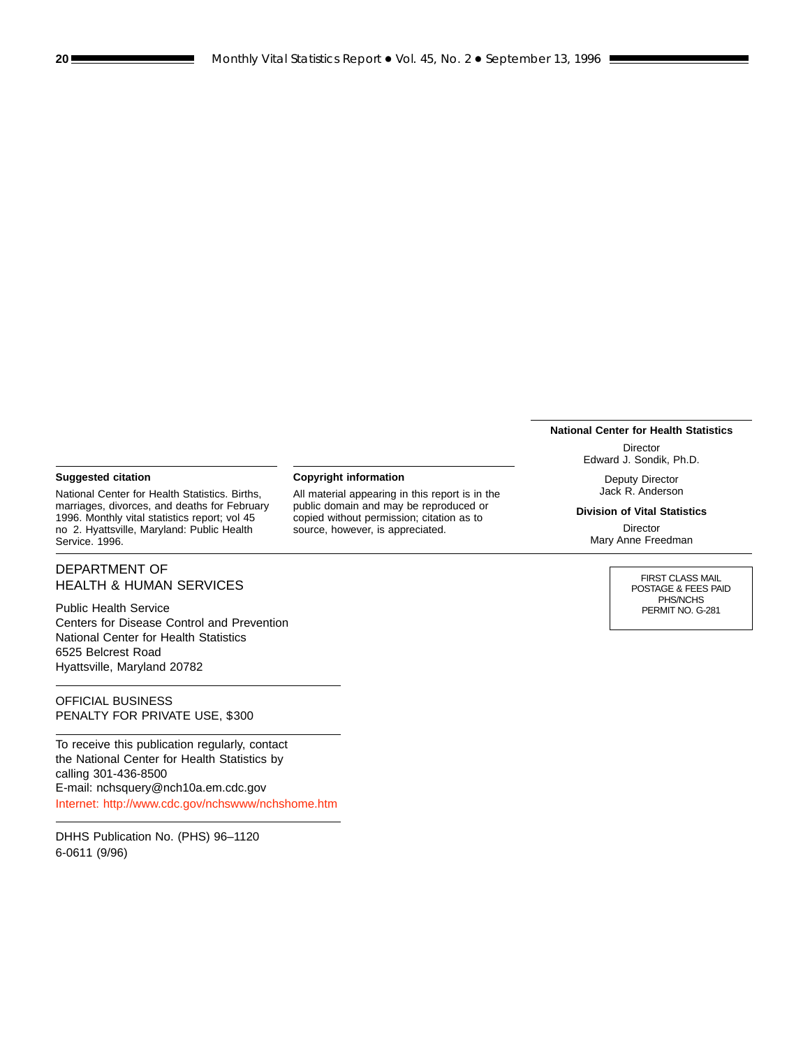**National Center for Health Statistics**

Director
Edward J. Sondik, Ph.D.

Deputy Director
Jack R. Anderson

**Division of Vital Statistics**

Director
Mary Anne Freedman

**Suggested citation**

National Center for Health Statistics. Births, marriages, divorces, and deaths for February 1996. Monthly vital statistics report; vol 45 no 2. Hyattsville, Maryland: Public Health Service. 1996.

**Copyright information**

All material appearing in this report is in the public domain and may be reproduced or copied without permission; citation as to source, however, is appreciated.

DEPARTMENT OF
HEALTH & HUMAN SERVICES

Public Health Service
Centers for Disease Control and Prevention
National Center for Health Statistics
6525 Belcrest Road
Hyattsville, Maryland 20782

FIRST CLASS MAIL
POSTAGE & FEES PAID
PHS/NCHS
PERMIT NO. G-281

OFFICIAL BUSINESS
PENALTY FOR PRIVATE USE, $300

To receive this publication regularly, contact the National Center for Health Statistics by calling 301-436-8500
E-mail: nchsquery@nch10a.em.cdc.gov
Internet: http://www.cdc.gov/nchswww/nchshome.htm

DHHS Publication No. (PHS) 96–1120
6-0611 (9/96)